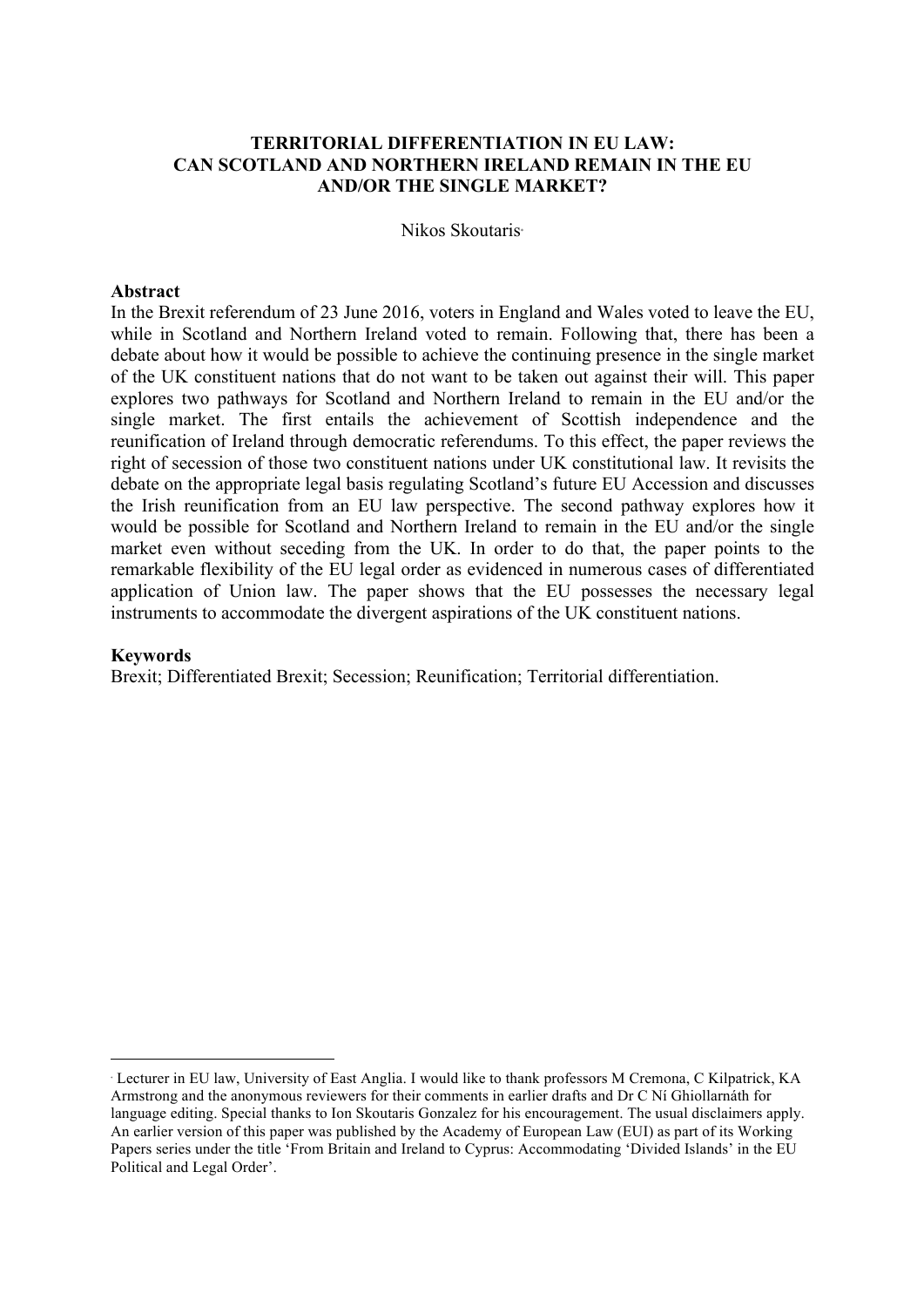# TERRITORIAL DIFFERENTIATION IN EU LAW: CAN SCOTLAND AND NORTHERN IRELAND REMAIN IN THE EU AND/OR THE SINGLE MARKET?

Nikos Skoutaris[*]

**Abstract**

In the Brexit referendum of 23 June 2016, voters in England and Wales voted to leave the EU, while in Scotland and Northern Ireland voted to remain. Following that, there has been a debate about how it would be possible to achieve the continuing presence in the single market of the UK constituent nations that do not want to be taken out against their will. This paper explores two pathways for Scotland and Northern Ireland to remain in the EU and/or the single market. The first entails the achievement of Scottish independence and the reunification of Ireland through democratic referendums. To this effect, the paper reviews the right of secession of those two constituent nations under UK constitutional law. It revisits the debate on the appropriate legal basis regulating Scotland's future EU Accession and discusses the Irish reunification from an EU law perspective. The second pathway explores how it would be possible for Scotland and Northern Ireland to remain in the EU and/or the single market even without seceding from the UK. In order to do that, the paper points to the remarkable flexibility of the EU legal order as evidenced in numerous cases of differentiated application of Union law. The paper shows that the EU possesses the necessary legal instruments to accommodate the divergent aspirations of the UK constituent nations.

**Keywords**

Brexit; Differentiated Brexit; Secession; Reunification; Territorial differentiation.

---

[*] Lecturer in EU law, University of East Anglia. I would like to thank professors M Cremona, C Kilpatrick, KA Armstrong and the anonymous reviewers for their comments in earlier drafts and Dr C Ní Ghiollarnáth for language editing. Special thanks to Ion Skoutaris Gonzalez for his encouragement. The usual disclaimers apply. An earlier version of this paper was published by the Academy of European Law (EUI) as part of its Working Papers series under the title 'From Britain and Ireland to Cyprus: Accommodating 'Divided Islands' in the EU Political and Legal Order'.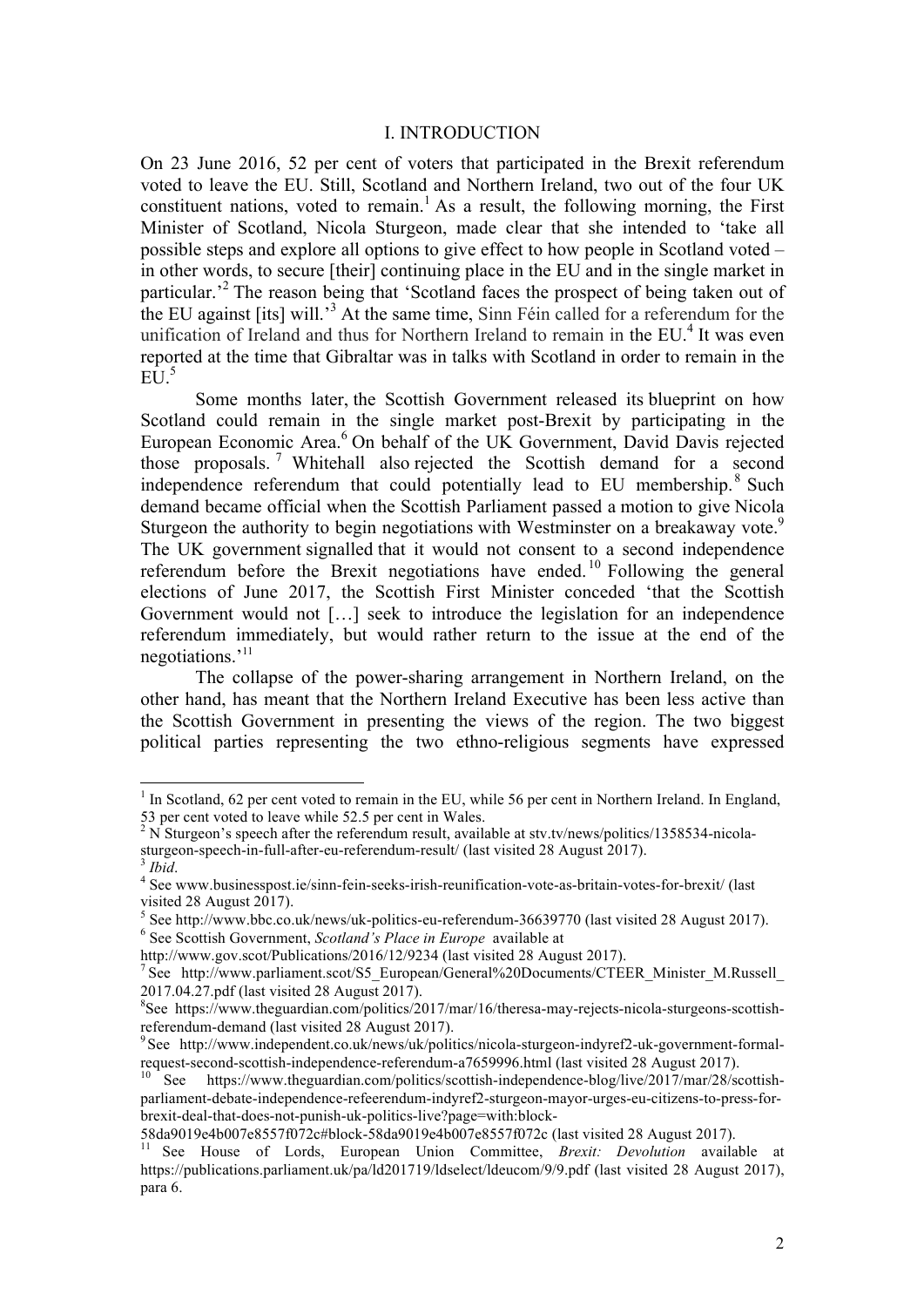## I. INTRODUCTION

On 23 June 2016, 52 per cent of voters that participated in the Brexit referendum voted to leave the EU. Still, Scotland and Northern Ireland, two out of the four UK constituent nations, voted to remain.[1] As a result, the following morning, the First Minister of Scotland, Nicola Sturgeon, made clear that she intended to 'take all possible steps and explore all options to give effect to how people in Scotland voted – in other words, to secure [their] continuing place in the EU and in the single market in particular.'[2] The reason being that 'Scotland faces the prospect of being taken out of the EU against [its] will.'[3] At the same time, Sinn Féin called for a referendum for the unification of Ireland and thus for Northern Ireland to remain in the EU.[4] It was even reported at the time that Gibraltar was in talks with Scotland in order to remain in the EU.[5]

Some months later, the Scottish Government released its blueprint on how Scotland could remain in the single market post-Brexit by participating in the European Economic Area.[6] On behalf of the UK Government, David Davis rejected those proposals.[7] Whitehall also rejected the Scottish demand for a second independence referendum that could potentially lead to EU membership.[8] Such demand became official when the Scottish Parliament passed a motion to give Nicola Sturgeon the authority to begin negotiations with Westminster on a breakaway vote.[9] The UK government signalled that it would not consent to a second independence referendum before the Brexit negotiations have ended.[10] Following the general elections of June 2017, the Scottish First Minister conceded 'that the Scottish Government would not […] seek to introduce the legislation for an independence referendum immediately, but would rather return to the issue at the end of the negotiations.'[11]

The collapse of the power-sharing arrangement in Northern Ireland, on the other hand, has meant that the Northern Ireland Executive has been less active than the Scottish Government in presenting the views of the region. The two biggest political parties representing the two ethno-religious segments have expressed

---

[1] In Scotland, 62 per cent voted to remain in the EU, while 56 per cent in Northern Ireland. In England, 53 per cent voted to leave while 52.5 per cent in Wales.

[2] N Sturgeon's speech after the referendum result, available at stv.tv/news/politics/1358534-nicola-sturgeon-speech-in-full-after-eu-referendum-result/ (last visited 28 August 2017).

[3] *Ibid*.

[4] See www.businesspost.ie/sinn-fein-seeks-irish-reunification-vote-as-britain-votes-for-brexit/ (last visited 28 August 2017).

[5] See http://www.bbc.co.uk/news/uk-politics-eu-referendum-36639770 (last visited 28 August 2017).

[6] See Scottish Government, *Scotland's Place in Europe* available at http://www.gov.scot/Publications/2016/12/9234 (last visited 28 August 2017).

[7] See http://www.parliament.scot/S5_European/General%20Documents/CTEER_Minister_M.Russell_2017.04.27.pdf (last visited 28 August 2017).

[8] See https://www.theguardian.com/politics/2017/mar/16/theresa-may-rejects-nicola-sturgeons-scottish-referendum-demand (last visited 28 August 2017).

[9] See http://www.independent.co.uk/news/uk/politics/nicola-sturgeon-indyref2-uk-government-formal-request-second-scottish-independence-referendum-a7659996.html (last visited 28 August 2017).

[10] See https://www.theguardian.com/politics/scottish-independence-blog/live/2017/mar/28/scottish-parliament-debate-independence-refeerendum-indyref2-sturgeon-mayor-urges-eu-citizens-to-press-for-brexit-deal-that-does-not-punish-uk-politics-live?page=with:block-58da9019e4b007e8557f072c#block-58da9019e4b007e8557f072c (last visited 28 August 2017).

[11] See House of Lords, European Union Committee, *Brexit: Devolution* available at https://publications.parliament.uk/pa/ld201719/ldselect/ldeucom/9/9.pdf (last visited 28 August 2017), para 6.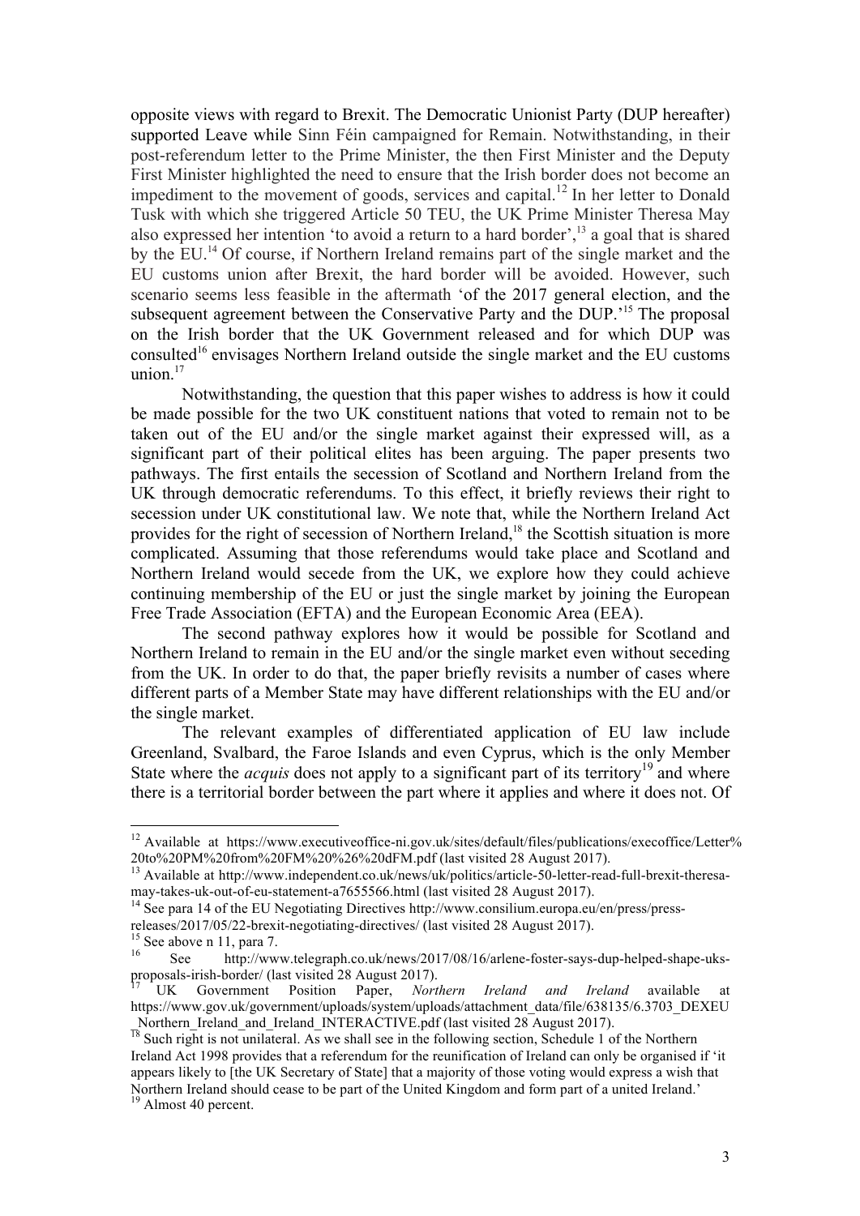opposite views with regard to Brexit. The Democratic Unionist Party (DUP hereafter) supported Leave while Sinn Féin campaigned for Remain. Notwithstanding, in their post-referendum letter to the Prime Minister, the then First Minister and the Deputy First Minister highlighted the need to ensure that the Irish border does not become an impediment to the movement of goods, services and capital.[12] In her letter to Donald Tusk with which she triggered Article 50 TEU, the UK Prime Minister Theresa May also expressed her intention 'to avoid a return to a hard border',[13] a goal that is shared by the EU.[14] Of course, if Northern Ireland remains part of the single market and the EU customs union after Brexit, the hard border will be avoided. However, such scenario seems less feasible in the aftermath 'of the 2017 general election, and the subsequent agreement between the Conservative Party and the DUP.'[15] The proposal on the Irish border that the UK Government released and for which DUP was consulted[16] envisages Northern Ireland outside the single market and the EU customs union.[17]

Notwithstanding, the question that this paper wishes to address is how it could be made possible for the two UK constituent nations that voted to remain not to be taken out of the EU and/or the single market against their expressed will, as a significant part of their political elites has been arguing. The paper presents two pathways. The first entails the secession of Scotland and Northern Ireland from the UK through democratic referendums. To this effect, it briefly reviews their right to secession under UK constitutional law. We note that, while the Northern Ireland Act provides for the right of secession of Northern Ireland,[18] the Scottish situation is more complicated. Assuming that those referendums would take place and Scotland and Northern Ireland would secede from the UK, we explore how they could achieve continuing membership of the EU or just the single market by joining the European Free Trade Association (EFTA) and the European Economic Area (EEA).

The second pathway explores how it would be possible for Scotland and Northern Ireland to remain in the EU and/or the single market even without seceding from the UK. In order to do that, the paper briefly revisits a number of cases where different parts of a Member State may have different relationships with the EU and/or the single market.

The relevant examples of differentiated application of EU law include Greenland, Svalbard, the Faroe Islands and even Cyprus, which is the only Member State where the *acquis* does not apply to a significant part of its territory[19] and where there is a territorial border between the part where it applies and where it does not. Of

---

[12] Available at https://www.executiveoffice-ni.gov.uk/sites/default/files/publications/execoffice/Letter%20to%20PM%20from%20FM%20%26%20dFM.pdf (last visited 28 August 2017).

[13] Available at http://www.independent.co.uk/news/uk/politics/article-50-letter-read-full-brexit-theresa-may-takes-uk-out-of-eu-statement-a7655566.html (last visited 28 August 2017).

[14] See para 14 of the EU Negotiating Directives http://www.consilium.europa.eu/en/press/press-releases/2017/05/22-brexit-negotiating-directives/ (last visited 28 August 2017).

[15] See above n 11, para 7.

[16] See http://www.telegraph.co.uk/news/2017/08/16/arlene-foster-says-dup-helped-shape-uks-proposals-irish-border/ (last visited 28 August 2017).

[17] UK Government Position Paper, *Northern Ireland and Ireland* available at https://www.gov.uk/government/uploads/system/uploads/attachment_data/file/638135/6.3703_DEXEU_Northern_Ireland_and_Ireland_INTERACTIVE.pdf (last visited 28 August 2017).

[18] Such right is not unilateral. As we shall see in the following section, Schedule 1 of the Northern Ireland Act 1998 provides that a referendum for the reunification of Ireland can only be organised if 'it appears likely to [the UK Secretary of State] that a majority of those voting would express a wish that Northern Ireland should cease to be part of the United Kingdom and form part of a united Ireland.'

[19] Almost 40 percent.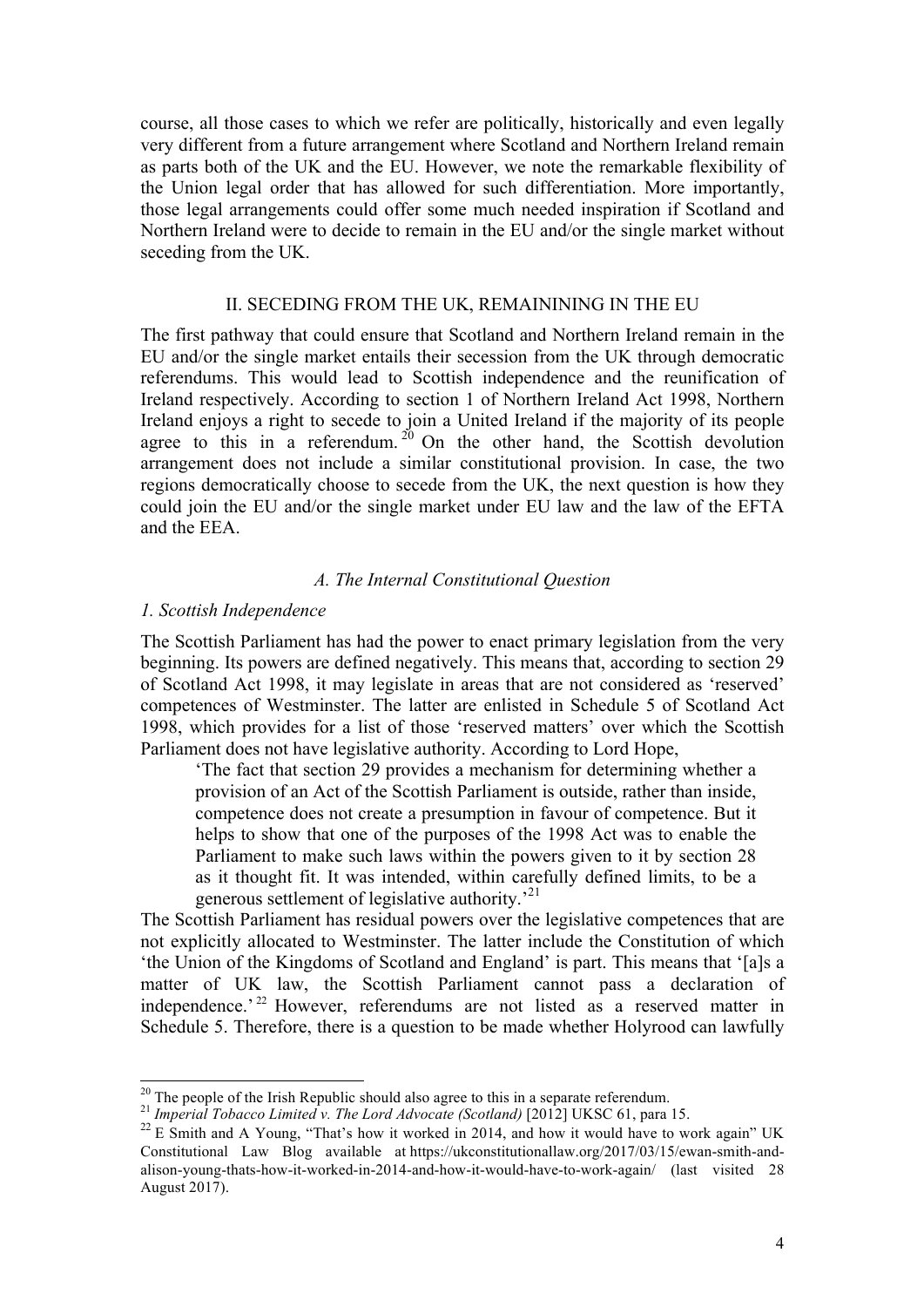course, all those cases to which we refer are politically, historically and even legally very different from a future arrangement where Scotland and Northern Ireland remain as parts both of the UK and the EU. However, we note the remarkable flexibility of the Union legal order that has allowed for such differentiation. More importantly, those legal arrangements could offer some much needed inspiration if Scotland and Northern Ireland were to decide to remain in the EU and/or the single market without seceding from the UK.

## II. SECEDING FROM THE UK, REMAINING IN THE EU

The first pathway that could ensure that Scotland and Northern Ireland remain in the EU and/or the single market entails their secession from the UK through democratic referendums. This would lead to Scottish independence and the reunification of Ireland respectively. According to section 1 of Northern Ireland Act 1998, Northern Ireland enjoys a right to secede to join a United Ireland if the majority of its people agree to this in a referendum.[20] On the other hand, the Scottish devolution arrangement does not include a similar constitutional provision. In case, the two regions democratically choose to secede from the UK, the next question is how they could join the EU and/or the single market under EU law and the law of the EFTA and the EEA.

### *A. The Internal Constitutional Question*

#### *1. Scottish Independence*

The Scottish Parliament has had the power to enact primary legislation from the very beginning. Its powers are defined negatively. This means that, according to section 29 of Scotland Act 1998, it may legislate in areas that are not considered as 'reserved' competences of Westminster. The latter are enlisted in Schedule 5 of Scotland Act 1998, which provides for a list of those 'reserved matters' over which the Scottish Parliament does not have legislative authority. According to Lord Hope,

> 'The fact that section 29 provides a mechanism for determining whether a provision of an Act of the Scottish Parliament is outside, rather than inside, competence does not create a presumption in favour of competence. But it helps to show that one of the purposes of the 1998 Act was to enable the Parliament to make such laws within the powers given to it by section 28 as it thought fit. It was intended, within carefully defined limits, to be a generous settlement of legislative authority.'[21]

The Scottish Parliament has residual powers over the legislative competences that are not explicitly allocated to Westminster. The latter include the Constitution of which 'the Union of the Kingdoms of Scotland and England' is part. This means that '[a]s a matter of UK law, the Scottish Parliament cannot pass a declaration of independence.'[22] However, referendums are not listed as a reserved matter in Schedule 5. Therefore, there is a question to be made whether Holyrood can lawfully

---

[20] The people of the Irish Republic should also agree to this in a separate referendum.

[21] *Imperial Tobacco Limited v. The Lord Advocate (Scotland)* [2012] UKSC 61, para 15.

[22] E Smith and A Young, "That's how it worked in 2014, and how it would have to work again" UK Constitutional Law Blog available at https://ukconstitutionallaw.org/2017/03/15/ewan-smith-and-alison-young-thats-how-it-worked-in-2014-and-how-it-would-have-to-work-again/ (last visited 28 August 2017).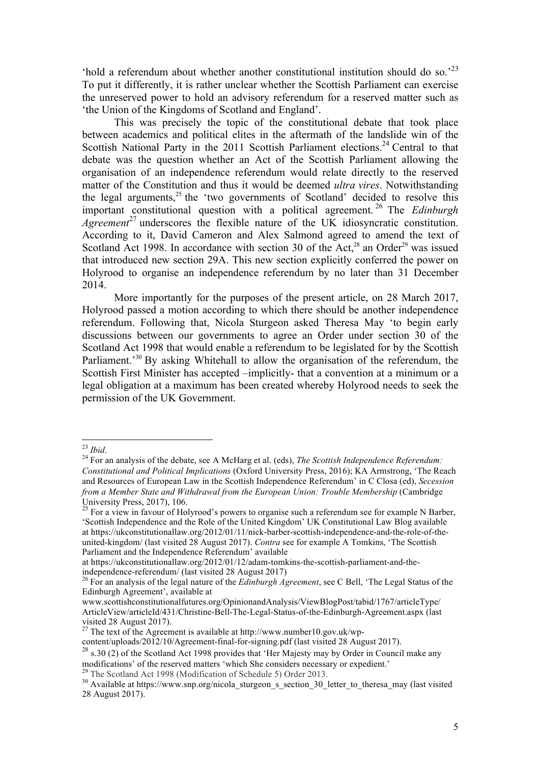'hold a referendum about whether another constitutional institution should do so.'[23] To put it differently, it is rather unclear whether the Scottish Parliament can exercise the unreserved power to hold an advisory referendum for a reserved matter such as 'the Union of the Kingdoms of Scotland and England'.

This was precisely the topic of the constitutional debate that took place between academics and political elites in the aftermath of the landslide win of the Scottish National Party in the 2011 Scottish Parliament elections.[24] Central to that debate was the question whether an Act of the Scottish Parliament allowing the organisation of an independence referendum would relate directly to the reserved matter of the Constitution and thus it would be deemed *ultra vires*. Notwithstanding the legal arguments,[25] the 'two governments of Scotland' decided to resolve this important constitutional question with a political agreement.[26] The *Edinburgh Agreement*[27] underscores the flexible nature of the UK idiosyncratic constitution. According to it, David Cameron and Alex Salmond agreed to amend the text of Scotland Act 1998. In accordance with section 30 of the Act,[28] an Order[29] was issued that introduced new section 29A. This new section explicitly conferred the power on Holyrood to organise an independence referendum by no later than 31 December 2014.

More importantly for the purposes of the present article, on 28 March 2017, Holyrood passed a motion according to which there should be another independence referendum. Following that, Nicola Sturgeon asked Theresa May 'to begin early discussions between our governments to agree an Order under section 30 of the Scotland Act 1998 that would enable a referendum to be legislated for by the Scottish Parliament.'[30] By asking Whitehall to allow the organisation of the referendum, the Scottish First Minister has accepted –implicitly- that a convention at a minimum or a legal obligation at a maximum has been created whereby Holyrood needs to seek the permission of the UK Government.

---

[23] *Ibid*.

[24] For an analysis of the debate, see A McHarg et al. (eds), *The Scottish Independence Referendum: Constitutional and Political Implications* (Oxford University Press, 2016); KA Armstrong, 'The Reach and Resources of European Law in the Scottish Independence Referendum' in C Closa (ed), *Secession from a Member State and Withdrawal from the European Union: Trouble Membership* (Cambridge University Press, 2017), 106.

[25] For a view in favour of Holyrood's powers to organise such a referendum see for example N Barber, 'Scottish Independence and the Role of the United Kingdom' UK Constitutional Law Blog available at https://ukconstitutionallaw.org/2012/01/11/nick-barber-scottish-independence-and-the-role-of-the-united-kingdom/ (last visited 28 August 2017). *Contra* see for example A Tomkins, 'The Scottish Parliament and the Independence Referendum' available at https://ukconstitutionallaw.org/2012/01/12/adam-tomkins-the-scottish-parliament-and-the-independence-referendum/ (last visited 28 August 2017)

[26] For an analysis of the legal nature of the *Edinburgh Agreement*, see C Bell, 'The Legal Status of the Edinburgh Agreement', available at www.scottishconstitutionalfutures.org/OpinionandAnalysis/ViewBlogPost/tabid/1767/articleType/ArticleView/articleId/431/Christine-Bell-The-Legal-Status-of-the-Edinburgh-Agreement.aspx (last visited 28 August 2017).

[27] The text of the Agreement is available at http://www.number10.gov.uk/wp-content/uploads/2012/10/Agreement-final-for-signing.pdf (last visited 28 August 2017).

[28] s.30 (2) of the Scotland Act 1998 provides that 'Her Majesty may by Order in Council make any modifications' of the reserved matters 'which She considers necessary or expedient.'

[29] The Scotland Act 1998 (Modification of Schedule 5) Order 2013.

[30] Available at https://www.snp.org/nicola_sturgeon_s_section_30_letter_to_theresa_may (last visited 28 August 2017).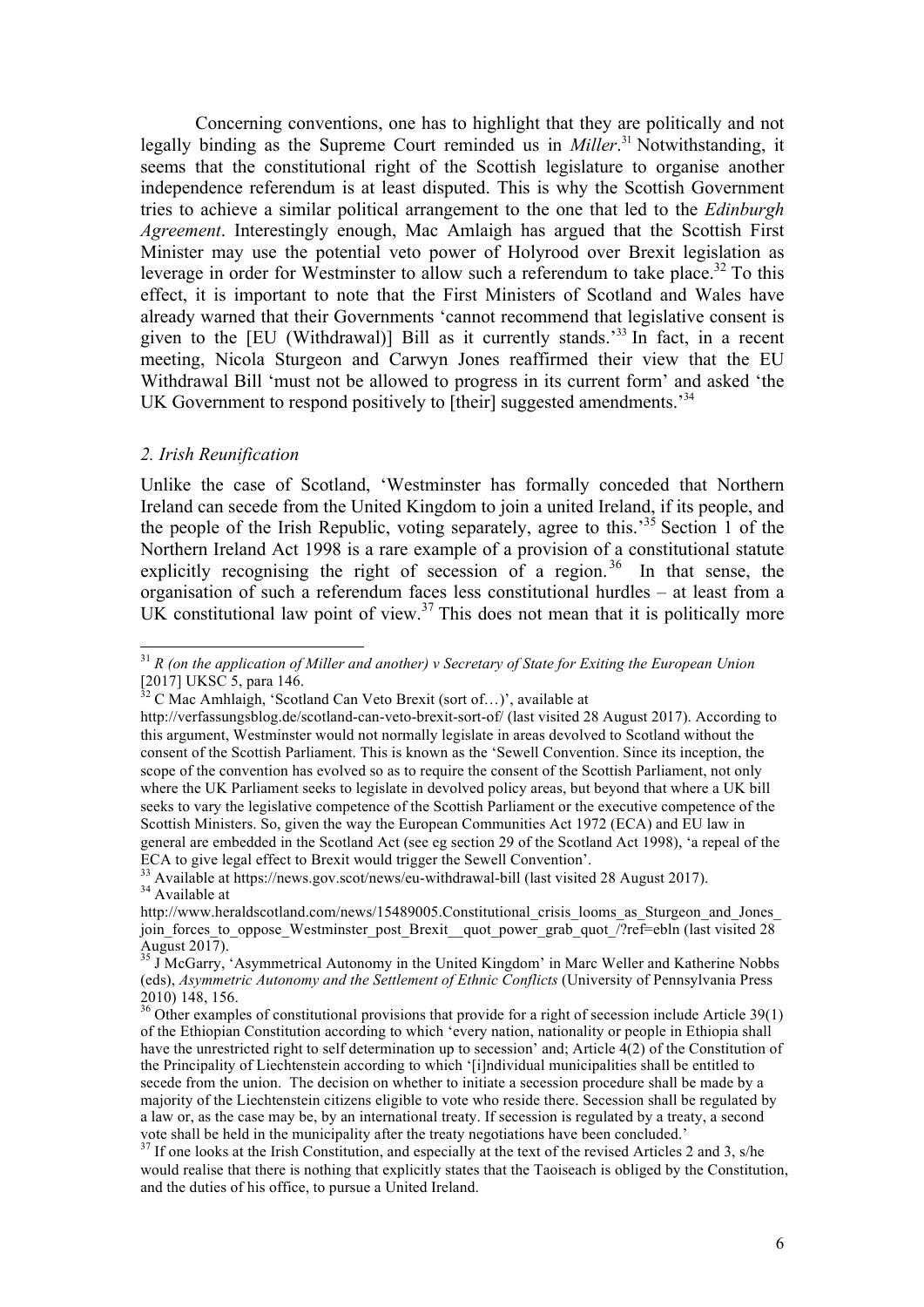Concerning conventions, one has to highlight that they are politically and not legally binding as the Supreme Court reminded us in *Miller*.[31] Notwithstanding, it seems that the constitutional right of the Scottish legislature to organise another independence referendum is at least disputed. This is why the Scottish Government tries to achieve a similar political arrangement to the one that led to the *Edinburgh Agreement*. Interestingly enough, Mac Amlaigh has argued that the Scottish First Minister may use the potential veto power of Holyrood over Brexit legislation as leverage in order for Westminster to allow such a referendum to take place.[32] To this effect, it is important to note that the First Ministers of Scotland and Wales have already warned that their Governments 'cannot recommend that legislative consent is given to the [EU (Withdrawal)] Bill as it currently stands.'[33] In fact, in a recent meeting, Nicola Sturgeon and Carwyn Jones reaffirmed their view that the EU Withdrawal Bill 'must not be allowed to progress in its current form' and asked 'the UK Government to respond positively to [their] suggested amendments.'[34]

### *2. Irish Reunification*

Unlike the case of Scotland, 'Westminster has formally conceded that Northern Ireland can secede from the United Kingdom to join a united Ireland, if its people, and the people of the Irish Republic, voting separately, agree to this.'[35] Section 1 of the Northern Ireland Act 1998 is a rare example of a provision of a constitutional statute explicitly recognising the right of secession of a region.[36] In that sense, the organisation of such a referendum faces less constitutional hurdles – at least from a UK constitutional law point of view.[37] This does not mean that it is politically more

---

[31] *R (on the application of Miller and another) v Secretary of State for Exiting the European Union* [2017] UKSC 5, para 146.

[32] C Mac Amhlaigh, 'Scotland Can Veto Brexit (sort of…)', available at http://verfassungsblog.de/scotland-can-veto-brexit-sort-of/ (last visited 28 August 2017). According to this argument, Westminster would not normally legislate in areas devolved to Scotland without the consent of the Scottish Parliament. This is known as the 'Sewell Convention. Since its inception, the scope of the convention has evolved so as to require the consent of the Scottish Parliament, not only where the UK Parliament seeks to legislate in devolved policy areas, but beyond that where a UK bill seeks to vary the legislative competence of the Scottish Parliament or the executive competence of the Scottish Ministers. So, given the way the European Communities Act 1972 (ECA) and EU law in general are embedded in the Scotland Act (see eg section 29 of the Scotland Act 1998), 'a repeal of the ECA to give legal effect to Brexit would trigger the Sewell Convention'.

[33] Available at https://news.gov.scot/news/eu-withdrawal-bill (last visited 28 August 2017).

[34] Available at http://www.heraldscotland.com/news/15489005.Constitutional_crisis_looms_as_Sturgeon_and_Jones_join_forces_to_oppose_Westminster_post_Brexit__quot_power_grab_quot_/?ref=ebln (last visited 28 August 2017).

[35] J McGarry, 'Asymmetrical Autonomy in the United Kingdom' in Marc Weller and Katherine Nobbs (eds), *Asymmetric Autonomy and the Settlement of Ethnic Conflicts* (University of Pennsylvania Press 2010) 148, 156.

[36] Other examples of constitutional provisions that provide for a right of secession include Article 39(1) of the Ethiopian Constitution according to which 'every nation, nationality or people in Ethiopia shall have the unrestricted right to self determination up to secession' and; Article 4(2) of the Constitution of the Principality of Liechtenstein according to which '[i]ndividual municipalities shall be entitled to secede from the union. The decision on whether to initiate a secession procedure shall be made by a majority of the Liechtenstein citizens eligible to vote who reside there. Secession shall be regulated by a law or, as the case may be, by an international treaty. If secession is regulated by a treaty, a second vote shall be held in the municipality after the treaty negotiations have been concluded.'

[37] If one looks at the Irish Constitution, and especially at the text of the revised Articles 2 and 3, s/he would realise that there is nothing that explicitly states that the Taoiseach is obliged by the Constitution, and the duties of his office, to pursue a United Ireland.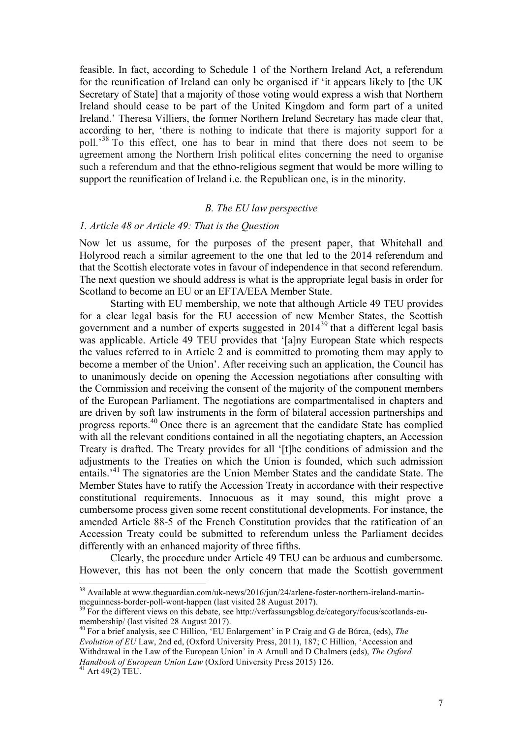feasible. In fact, according to Schedule 1 of the Northern Ireland Act, a referendum for the reunification of Ireland can only be organised if 'it appears likely to [the UK Secretary of State] that a majority of those voting would express a wish that Northern Ireland should cease to be part of the United Kingdom and form part of a united Ireland.' Theresa Villiers, the former Northern Ireland Secretary has made clear that, according to her, 'there is nothing to indicate that there is majority support for a poll.'[38] To this effect, one has to bear in mind that there does not seem to be agreement among the Northern Irish political elites concerning the need to organise such a referendum and that the ethno-religious segment that would be more willing to support the reunification of Ireland i.e. the Republican one, is in the minority.

### *B. The EU law perspective*

#### *1. Article 48 or Article 49: That is the Question*

Now let us assume, for the purposes of the present paper, that Whitehall and Holyrood reach a similar agreement to the one that led to the 2014 referendum and that the Scottish electorate votes in favour of independence in that second referendum. The next question we should address is what is the appropriate legal basis in order for Scotland to become an EU or an EFTA/EEA Member State.

Starting with EU membership, we note that although Article 49 TEU provides for a clear legal basis for the EU accession of new Member States, the Scottish government and a number of experts suggested in 2014[39] that a different legal basis was applicable. Article 49 TEU provides that '[a]ny European State which respects the values referred to in Article 2 and is committed to promoting them may apply to become a member of the Union'. After receiving such an application, the Council has to unanimously decide on opening the Accession negotiations after consulting with the Commission and receiving the consent of the majority of the component members of the European Parliament. The negotiations are compartmentalised in chapters and are driven by soft law instruments in the form of bilateral accession partnerships and progress reports.[40] Once there is an agreement that the candidate State has complied with all the relevant conditions contained in all the negotiating chapters, an Accession Treaty is drafted. The Treaty provides for all '[t]he conditions of admission and the adjustments to the Treaties on which the Union is founded, which such admission entails.'[41] The signatories are the Union Member States and the candidate State. The Member States have to ratify the Accession Treaty in accordance with their respective constitutional requirements. Innocuous as it may sound, this might prove a cumbersome process given some recent constitutional developments. For instance, the amended Article 88-5 of the French Constitution provides that the ratification of an Accession Treaty could be submitted to referendum unless the Parliament decides differently with an enhanced majority of three fifths.

Clearly, the procedure under Article 49 TEU can be arduous and cumbersome. However, this has not been the only concern that made the Scottish government

---

[38] Available at www.theguardian.com/uk-news/2016/jun/24/arlene-foster-northern-ireland-martin-mcguinness-border-poll-wont-happen (last visited 28 August 2017).

[39] For the different views on this debate, see http://verfassungsblog.de/category/focus/scotlands-eu-membership/ (last visited 28 August 2017).

[40] For a brief analysis, see C Hillion, 'EU Enlargement' in P Craig and G de Búrca, (eds), *The Evolution of EU* Law, 2nd ed, (Oxford University Press, 2011), 187; C Hillion, 'Accession and Withdrawal in the Law of the European Union' in A Arnull and D Chalmers (eds), *The Oxford Handbook of European Union Law* (Oxford University Press 2015) 126.

[41] Art 49(2) TEU.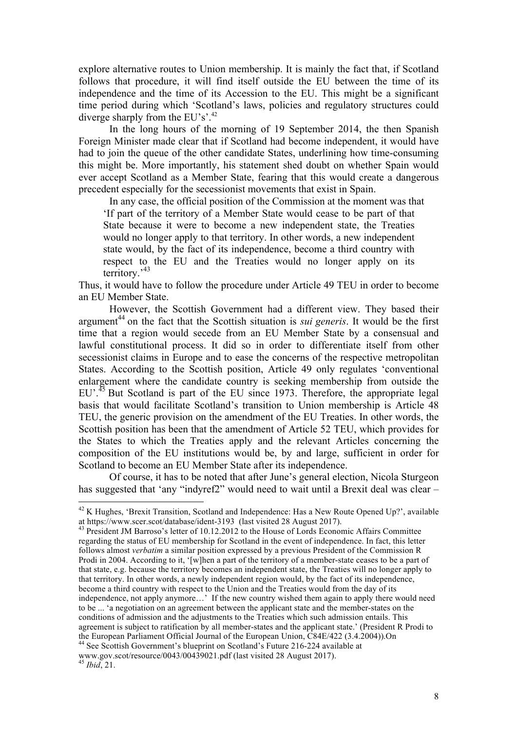explore alternative routes to Union membership. It is mainly the fact that, if Scotland follows that procedure, it will find itself outside the EU between the time of its independence and the time of its Accession to the EU. This might be a significant time period during which 'Scotland's laws, policies and regulatory structures could diverge sharply from the EU's'.[42]

In the long hours of the morning of 19 September 2014, the then Spanish Foreign Minister made clear that if Scotland had become independent, it would have had to join the queue of the other candidate States, underlining how time-consuming this might be. More importantly, his statement shed doubt on whether Spain would ever accept Scotland as a Member State, fearing that this would create a dangerous precedent especially for the secessionist movements that exist in Spain.

In any case, the official position of the Commission at the moment was that

> 'If part of the territory of a Member State would cease to be part of that State because it were to become a new independent state, the Treaties would no longer apply to that territory. In other words, a new independent state would, by the fact of its independence, become a third country with respect to the EU and the Treaties would no longer apply on its territory.'[43]

Thus, it would have to follow the procedure under Article 49 TEU in order to become an EU Member State.

However, the Scottish Government had a different view. They based their argument[44] on the fact that the Scottish situation is *sui generis*. It would be the first time that a region would secede from an EU Member State by a consensual and lawful constitutional process. It did so in order to differentiate itself from other secessionist claims in Europe and to ease the concerns of the respective metropolitan States. According to the Scottish position, Article 49 only regulates 'conventional enlargement where the candidate country is seeking membership from outside the EU'.[45] But Scotland is part of the EU since 1973. Therefore, the appropriate legal basis that would facilitate Scotland's transition to Union membership is Article 48 TEU, the generic provision on the amendment of the EU Treaties. In other words, the Scottish position has been that the amendment of Article 52 TEU, which provides for the States to which the Treaties apply and the relevant Articles concerning the composition of the EU institutions would be, by and large, sufficient in order for Scotland to become an EU Member State after its independence.

Of course, it has to be noted that after June's general election, Nicola Sturgeon has suggested that 'any "indyref2" would need to wait until a Brexit deal was clear –

---

[42] K Hughes, 'Brexit Transition, Scotland and Independence: Has a New Route Opened Up?', available at https://www.scer.scot/database/ident-3193 (last visited 28 August 2017).

[43] President JM Barroso's letter of 10.12.2012 to the House of Lords Economic Affairs Committee regarding the status of EU membership for Scotland in the event of independence. In fact, this letter follows almost *verbatim* a similar position expressed by a previous President of the Commission R Prodi in 2004. According to it, '[w]hen a part of the territory of a member-state ceases to be a part of that state, e.g. because the territory becomes an independent state, the Treaties will no longer apply to that territory. In other words, a newly independent region would, by the fact of its independence, become a third country with respect to the Union and the Treaties would from the day of its independence, not apply anymore…' If the new country wished them again to apply there would need to be ... 'a negotiation on an agreement between the applicant state and the member-states on the conditions of admission and the adjustments to the Treaties which such admission entails. This agreement is subject to ratification by all member-states and the applicant state.' (President R Prodi to the European Parliament Official Journal of the European Union, C84E/422 (3.4.2004)).On

[44] See Scottish Government's blueprint on Scotland's Future 216-224 available at www.gov.scot/resource/0043/00439021.pdf (last visited 28 August 2017).

[45] *Ibid*, 21.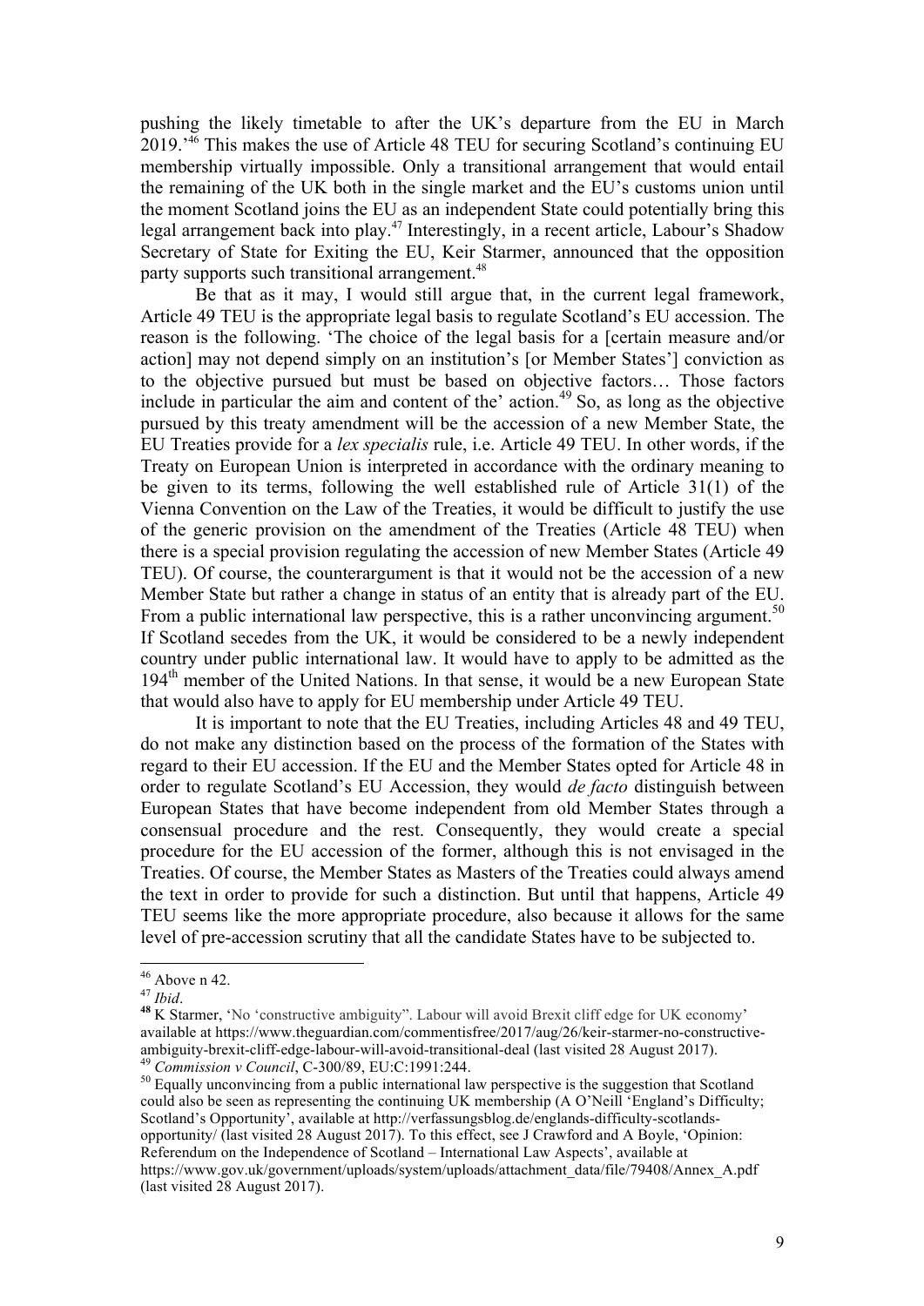pushing the likely timetable to after the UK's departure from the EU in March 2019.'[46] This makes the use of Article 48 TEU for securing Scotland's continuing EU membership virtually impossible. Only a transitional arrangement that would entail the remaining of the UK both in the single market and the EU's customs union until the moment Scotland joins the EU as an independent State could potentially bring this legal arrangement back into play.[47] Interestingly, in a recent article, Labour's Shadow Secretary of State for Exiting the EU, Keir Starmer, announced that the opposition party supports such transitional arrangement.[48]

Be that as it may, I would still argue that, in the current legal framework, Article 49 TEU is the appropriate legal basis to regulate Scotland's EU accession. The reason is the following. 'The choice of the legal basis for a [certain measure and/or action] may not depend simply on an institution's [or Member States'] conviction as to the objective pursued but must be based on objective factors… Those factors include in particular the aim and content of the' action.[49] So, as long as the objective pursued by this treaty amendment will be the accession of a new Member State, the EU Treaties provide for a *lex specialis* rule, i.e. Article 49 TEU. In other words, if the Treaty on European Union is interpreted in accordance with the ordinary meaning to be given to its terms, following the well established rule of Article 31(1) of the Vienna Convention on the Law of the Treaties, it would be difficult to justify the use of the generic provision on the amendment of the Treaties (Article 48 TEU) when there is a special provision regulating the accession of new Member States (Article 49 TEU). Of course, the counterargument is that it would not be the accession of a new Member State but rather a change in status of an entity that is already part of the EU. From a public international law perspective, this is a rather unconvincing argument.[50] If Scotland secedes from the UK, it would be considered to be a newly independent country under public international law. It would have to apply to be admitted as the 194th member of the United Nations. In that sense, it would be a new European State that would also have to apply for EU membership under Article 49 TEU.

It is important to note that the EU Treaties, including Articles 48 and 49 TEU, do not make any distinction based on the process of the formation of the States with regard to their EU accession. If the EU and the Member States opted for Article 48 in order to regulate Scotland's EU Accession, they would *de facto* distinguish between European States that have become independent from old Member States through a consensual procedure and the rest. Consequently, they would create a special procedure for the EU accession of the former, although this is not envisaged in the Treaties. Of course, the Member States as Masters of the Treaties could always amend the text in order to provide for such a distinction. But until that happens, Article 49 TEU seems like the more appropriate procedure, also because it allows for the same level of pre-accession scrutiny that all the candidate States have to be subjected to.

---

[46] Above n 42.

[47] *Ibid*.

[48] K Starmer, 'No 'constructive ambiguity". Labour will avoid Brexit cliff edge for UK economy' available at https://www.theguardian.com/commentisfree/2017/aug/26/keir-starmer-no-constructive-ambiguity-brexit-cliff-edge-labour-will-avoid-transitional-deal (last visited 28 August 2017).

[49] *Commission v Council*, C-300/89, EU:C:1991:244.

[50] Equally unconvincing from a public international law perspective is the suggestion that Scotland could also be seen as representing the continuing UK membership (A O'Neill 'England's Difficulty; Scotland's Opportunity', available at http://verfassungsblog.de/englands-difficulty-scotlands-opportunity/ (last visited 28 August 2017). To this effect, see J Crawford and A Boyle, 'Opinion: Referendum on the Independence of Scotland – International Law Aspects', available at https://www.gov.uk/government/uploads/system/uploads/attachment_data/file/79408/Annex_A.pdf (last visited 28 August 2017).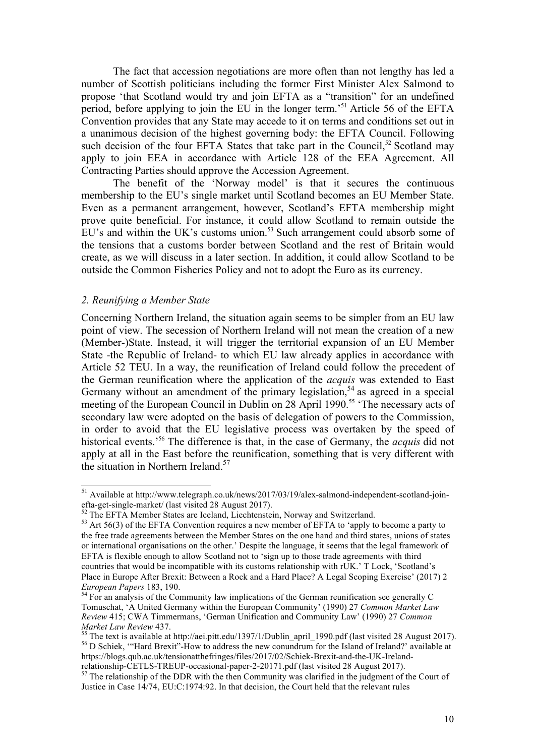The fact that accession negotiations are more often than not lengthy has led a number of Scottish politicians including the former First Minister Alex Salmond to propose 'that Scotland would try and join EFTA as a "transition" for an undefined period, before applying to join the EU in the longer term.'[51] Article 56 of the EFTA Convention provides that any State may accede to it on terms and conditions set out in a unanimous decision of the highest governing body: the EFTA Council. Following such decision of the four EFTA States that take part in the Council,[52] Scotland may apply to join EEA in accordance with Article 128 of the EEA Agreement. All Contracting Parties should approve the Accession Agreement.

The benefit of the 'Norway model' is that it secures the continuous membership to the EU's single market until Scotland becomes an EU Member State. Even as a permanent arrangement, however, Scotland's EFTA membership might prove quite beneficial. For instance, it could allow Scotland to remain outside the EU's and within the UK's customs union.[53] Such arrangement could absorb some of the tensions that a customs border between Scotland and the rest of Britain would create, as we will discuss in a later section. In addition, it could allow Scotland to be outside the Common Fisheries Policy and not to adopt the Euro as its currency.

### *2. Reunifying a Member State*

Concerning Northern Ireland, the situation again seems to be simpler from an EU law point of view. The secession of Northern Ireland will not mean the creation of a new (Member-)State. Instead, it will trigger the territorial expansion of an EU Member State -the Republic of Ireland- to which EU law already applies in accordance with Article 52 TEU. In a way, the reunification of Ireland could follow the precedent of the German reunification where the application of the *acquis* was extended to East Germany without an amendment of the primary legislation,[54] as agreed in a special meeting of the European Council in Dublin on 28 April 1990.[55] 'The necessary acts of secondary law were adopted on the basis of delegation of powers to the Commission, in order to avoid that the EU legislative process was overtaken by the speed of historical events.'[56] The difference is that, in the case of Germany, the *acquis* did not apply at all in the East before the reunification, something that is very different with the situation in Northern Ireland.[57]

---

[51] Available at http://www.telegraph.co.uk/news/2017/03/19/alex-salmond-independent-scotland-join-efta-get-single-market/ (last visited 28 August 2017).

[52] The EFTA Member States are Iceland, Liechtenstein, Norway and Switzerland.

[53] Art 56(3) of the EFTA Convention requires a new member of EFTA to 'apply to become a party to the free trade agreements between the Member States on the one hand and third states, unions of states or international organisations on the other.' Despite the language, it seems that the legal framework of EFTA is flexible enough to allow Scotland not to 'sign up to those trade agreements with third countries that would be incompatible with its customs relationship with rUK.' T Lock, 'Scotland's Place in Europe After Brexit: Between a Rock and a Hard Place? A Legal Scoping Exercise' (2017) 2 *European Papers* 183, 190.

[54] For an analysis of the Community law implications of the German reunification see generally C Tomuschat, 'A United Germany within the European Community' (1990) 27 *Common Market Law Review* 415; CWA Timmermans, 'German Unification and Community Law' (1990) 27 *Common Market Law Review* 437.

[55] The text is available at http://aei.pitt.edu/1397/1/Dublin_april_1990.pdf (last visited 28 August 2017).

[56] D Schiek, '"Hard Brexit"-How to address the new conundrum for the Island of Ireland?' available at https://blogs.qub.ac.uk/tensionatthefringes/files/2017/02/Schiek-Brexit-and-the-UK-Ireland-relationship-CETLS-TREUP-occasional-paper-2-20171.pdf (last visited 28 August 2017).

[57] The relationship of the DDR with the then Community was clarified in the judgment of the Court of Justice in Case 14/74, EU:C:1974:92. In that decision, the Court held that the relevant rules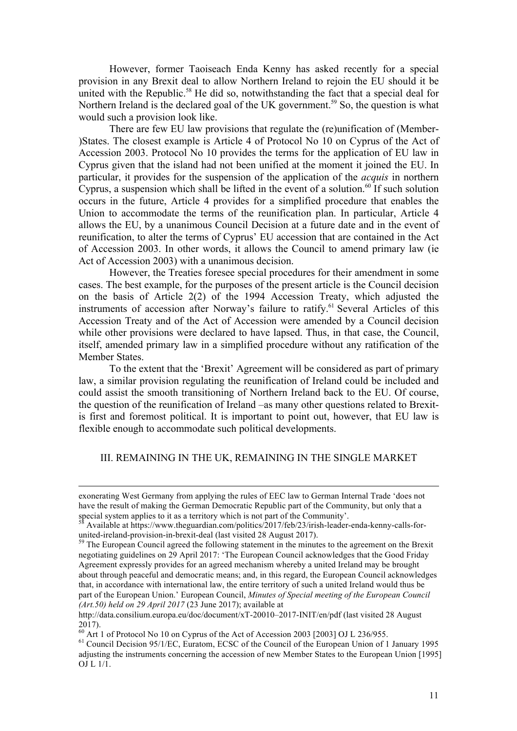However, former Taoiseach Enda Kenny has asked recently for a special provision in any Brexit deal to allow Northern Ireland to rejoin the EU should it be united with the Republic.[58] He did so, notwithstanding the fact that a special deal for Northern Ireland is the declared goal of the UK government.[59] So, the question is what would such a provision look like.

There are few EU law provisions that regulate the (re)unification of (Member-)States. The closest example is Article 4 of Protocol No 10 on Cyprus of the Act of Accession 2003. Protocol No 10 provides the terms for the application of EU law in Cyprus given that the island had not been unified at the moment it joined the EU. In particular, it provides for the suspension of the application of the *acquis* in northern Cyprus, a suspension which shall be lifted in the event of a solution.[60] If such solution occurs in the future, Article 4 provides for a simplified procedure that enables the Union to accommodate the terms of the reunification plan. In particular, Article 4 allows the EU, by a unanimous Council Decision at a future date and in the event of reunification, to alter the terms of Cyprus' EU accession that are contained in the Act of Accession 2003. In other words, it allows the Council to amend primary law (ie Act of Accession 2003) with a unanimous decision.

However, the Treaties foresee special procedures for their amendment in some cases. The best example, for the purposes of the present article is the Council decision on the basis of Article 2(2) of the 1994 Accession Treaty, which adjusted the instruments of accession after Norway's failure to ratify.[61] Several Articles of this Accession Treaty and of the Act of Accession were amended by a Council decision while other provisions were declared to have lapsed. Thus, in that case, the Council, itself, amended primary law in a simplified procedure without any ratification of the Member States.

To the extent that the 'Brexit' Agreement will be considered as part of primary law, a similar provision regulating the reunification of Ireland could be included and could assist the smooth transitioning of Northern Ireland back to the EU. Of course, the question of the reunification of Ireland –as many other questions related to Brexit- is first and foremost political. It is important to point out, however, that EU law is flexible enough to accommodate such political developments.

## III. REMAINING IN THE UK, REMAINING IN THE SINGLE MARKET

---

exonerating West Germany from applying the rules of EEC law to German Internal Trade 'does not have the result of making the German Democratic Republic part of the Community, but only that a special system applies to it as a territory which is not part of the Community'.

[58] Available at https://www.theguardian.com/politics/2017/feb/23/irish-leader-enda-kenny-calls-for-united-ireland-provision-in-brexit-deal (last visited 28 August 2017).

[59] The European Council agreed the following statement in the minutes to the agreement on the Brexit negotiating guidelines on 29 April 2017: 'The European Council acknowledges that the Good Friday Agreement expressly provides for an agreed mechanism whereby a united Ireland may be brought about through peaceful and democratic means; and, in this regard, the European Council acknowledges that, in accordance with international law, the entire territory of such a united Ireland would thus be part of the European Union.' European Council, *Minutes of Special meeting of the European Council (Art.50) held on 29 April 2017* (23 June 2017); available at http://data.consilium.europa.eu/doc/document/xT-20010–2017-INIT/en/pdf (last visited 28 August 2017).

[60] Art 1 of Protocol No 10 on Cyprus of the Act of Accession 2003 [2003] OJ L 236/955.

[61] Council Decision 95/1/EC, Euratom, ECSC of the Council of the European Union of 1 January 1995 adjusting the instruments concerning the accession of new Member States to the European Union [1995] OJ L 1/1.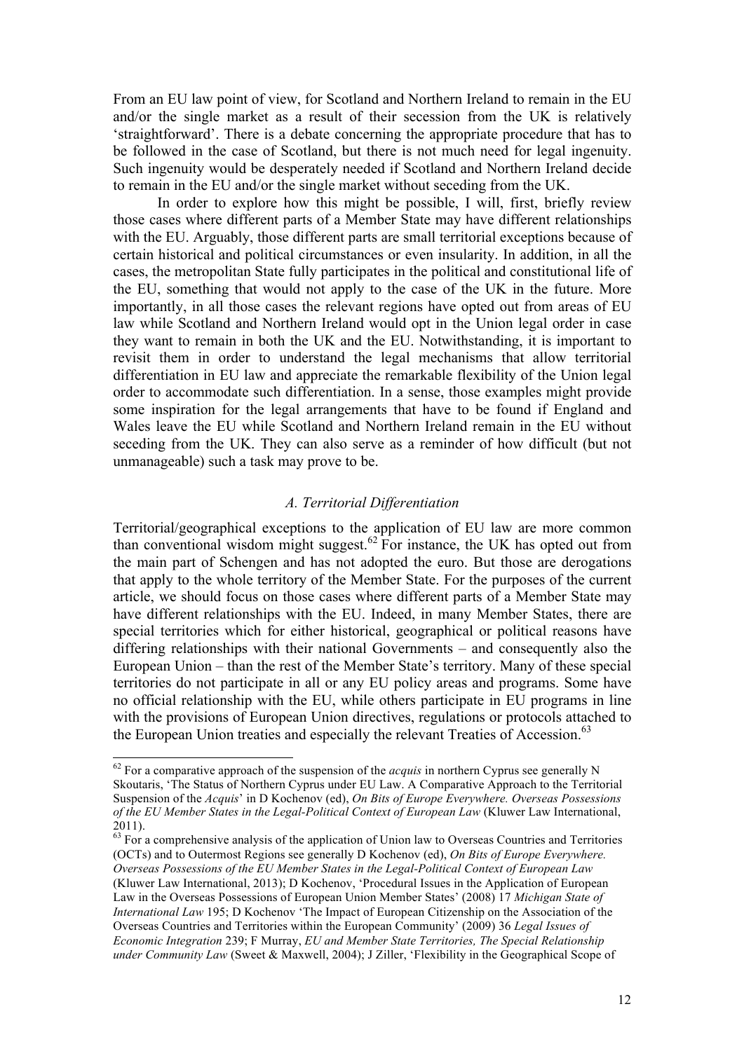From an EU law point of view, for Scotland and Northern Ireland to remain in the EU and/or the single market as a result of their secession from the UK is relatively 'straightforward'. There is a debate concerning the appropriate procedure that has to be followed in the case of Scotland, but there is not much need for legal ingenuity. Such ingenuity would be desperately needed if Scotland and Northern Ireland decide to remain in the EU and/or the single market without seceding from the UK.

In order to explore how this might be possible, I will, first, briefly review those cases where different parts of a Member State may have different relationships with the EU. Arguably, those different parts are small territorial exceptions because of certain historical and political circumstances or even insularity. In addition, in all the cases, the metropolitan State fully participates in the political and constitutional life of the EU, something that would not apply to the case of the UK in the future. More importantly, in all those cases the relevant regions have opted out from areas of EU law while Scotland and Northern Ireland would opt in the Union legal order in case they want to remain in both the UK and the EU. Notwithstanding, it is important to revisit them in order to understand the legal mechanisms that allow territorial differentiation in EU law and appreciate the remarkable flexibility of the Union legal order to accommodate such differentiation. In a sense, those examples might provide some inspiration for the legal arrangements that have to be found if England and Wales leave the EU while Scotland and Northern Ireland remain in the EU without seceding from the UK. They can also serve as a reminder of how difficult (but not unmanageable) such a task may prove to be.

### *A. Territorial Differentiation*

Territorial/geographical exceptions to the application of EU law are more common than conventional wisdom might suggest.[62] For instance, the UK has opted out from the main part of Schengen and has not adopted the euro. But those are derogations that apply to the whole territory of the Member State. For the purposes of the current article, we should focus on those cases where different parts of a Member State may have different relationships with the EU. Indeed, in many Member States, there are special territories which for either historical, geographical or political reasons have differing relationships with their national Governments – and consequently also the European Union – than the rest of the Member State's territory. Many of these special territories do not participate in all or any EU policy areas and programs. Some have no official relationship with the EU, while others participate in EU programs in line with the provisions of European Union directives, regulations or protocols attached to the European Union treaties and especially the relevant Treaties of Accession.[63]

---

[62] For a comparative approach of the suspension of the *acquis* in northern Cyprus see generally N Skoutaris, 'The Status of Northern Cyprus under EU Law. A Comparative Approach to the Territorial Suspension of the *Acquis*' in D Kochenov (ed), *On Bits of Europe Everywhere. Overseas Possessions of the EU Member States in the Legal-Political Context of European Law* (Kluwer Law International, 2011).

[63] For a comprehensive analysis of the application of Union law to Overseas Countries and Territories (OCTs) and to Outermost Regions see generally D Kochenov (ed), *On Bits of Europe Everywhere. Overseas Possessions of the EU Member States in the Legal-Political Context of European Law* (Kluwer Law International, 2013); D Kochenov, 'Procedural Issues in the Application of European Law in the Overseas Possessions of European Union Member States' (2008) 17 *Michigan State of International Law* 195; D Kochenov 'The Impact of European Citizenship on the Association of the Overseas Countries and Territories within the European Community' (2009) 36 *Legal Issues of Economic Integration* 239; F Murray, *EU and Member State Territories, The Special Relationship under Community Law* (Sweet & Maxwell, 2004); J Ziller, 'Flexibility in the Geographical Scope of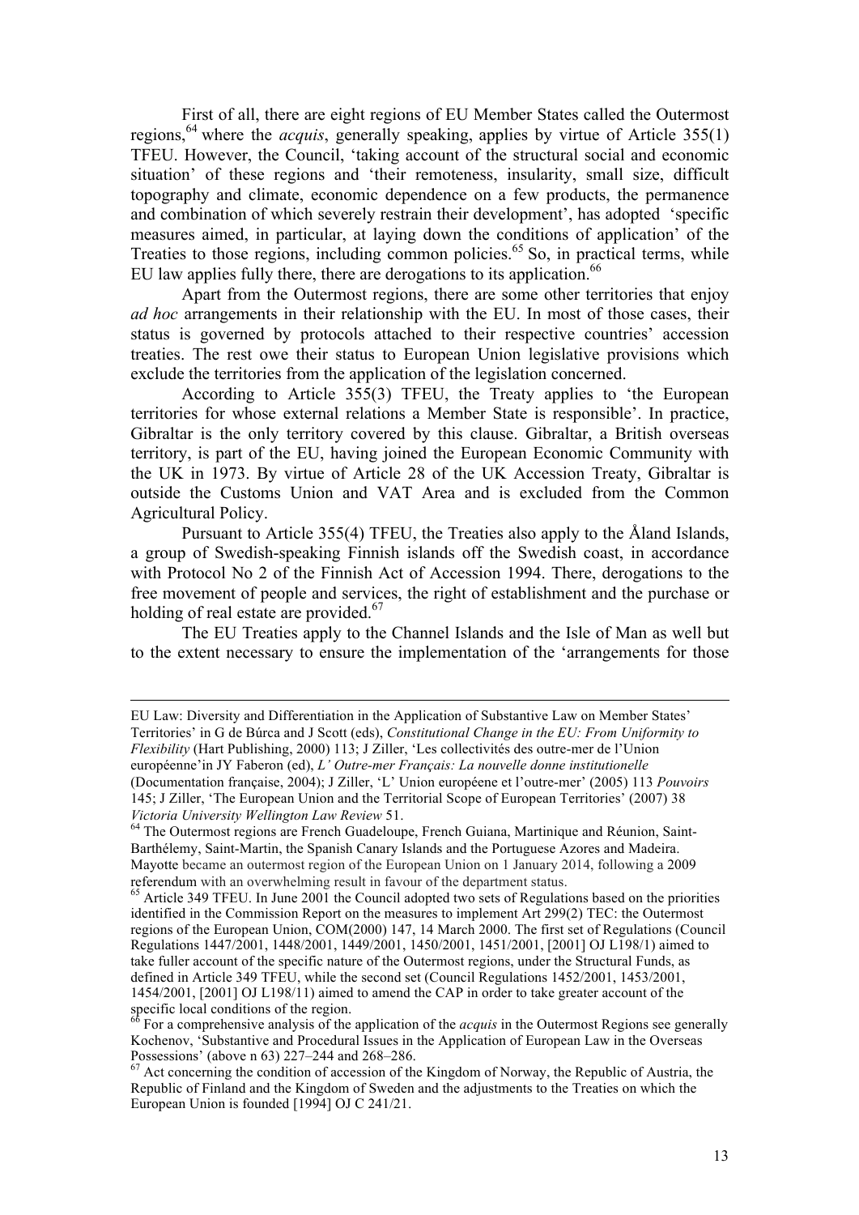First of all, there are eight regions of EU Member States called the Outermost regions,[64] where the *acquis*, generally speaking, applies by virtue of Article 355(1) TFEU. However, the Council, 'taking account of the structural social and economic situation' of these regions and 'their remoteness, insularity, small size, difficult topography and climate, economic dependence on a few products, the permanence and combination of which severely restrain their development', has adopted 'specific measures aimed, in particular, at laying down the conditions of application' of the Treaties to those regions, including common policies.[65] So, in practical terms, while EU law applies fully there, there are derogations to its application.[66]

Apart from the Outermost regions, there are some other territories that enjoy *ad hoc* arrangements in their relationship with the EU. In most of those cases, their status is governed by protocols attached to their respective countries' accession treaties. The rest owe their status to European Union legislative provisions which exclude the territories from the application of the legislation concerned.

According to Article 355(3) TFEU, the Treaty applies to 'the European territories for whose external relations a Member State is responsible'. In practice, Gibraltar is the only territory covered by this clause. Gibraltar, a British overseas territory, is part of the EU, having joined the European Economic Community with the UK in 1973. By virtue of Article 28 of the UK Accession Treaty, Gibraltar is outside the Customs Union and VAT Area and is excluded from the Common Agricultural Policy.

Pursuant to Article 355(4) TFEU, the Treaties also apply to the Åland Islands, a group of Swedish-speaking Finnish islands off the Swedish coast, in accordance with Protocol No 2 of the Finnish Act of Accession 1994. There, derogations to the free movement of people and services, the right of establishment and the purchase or holding of real estate are provided.[67]

The EU Treaties apply to the Channel Islands and the Isle of Man as well but to the extent necessary to ensure the implementation of the 'arrangements for those

---

EU Law: Diversity and Differentiation in the Application of Substantive Law on Member States' Territories' in G de Búrca and J Scott (eds), *Constitutional Change in the EU: From Uniformity to Flexibility* (Hart Publishing, 2000) 113; J Ziller, 'Les collectivités des outre-mer de l'Union européenne'in JY Faberon (ed), *L' Outre-mer Français: La nouvelle donne institutionelle* (Documentation française, 2004); J Ziller, 'L' Union européene et l'outre-mer' (2005) 113 *Pouvoirs* 145; J Ziller, 'The European Union and the Territorial Scope of European Territories' (2007) 38 *Victoria University Wellington Law Review* 51.

[64] The Outermost regions are French Guadeloupe, French Guiana, Martinique and Réunion, Saint-Barthélemy, Saint-Martin, the Spanish Canary Islands and the Portuguese Azores and Madeira. Mayotte became an outermost region of the European Union on 1 January 2014, following a 2009 referendum with an overwhelming result in favour of the department status.

[65] Article 349 TFEU. In June 2001 the Council adopted two sets of Regulations based on the priorities identified in the Commission Report on the measures to implement Art 299(2) TEC: the Outermost regions of the European Union, COM(2000) 147, 14 March 2000. The first set of Regulations (Council Regulations 1447/2001, 1448/2001, 1449/2001, 1450/2001, 1451/2001, [2001] OJ L198/1) aimed to take fuller account of the specific nature of the Outermost regions, under the Structural Funds, as defined in Article 349 TFEU, while the second set (Council Regulations 1452/2001, 1453/2001, 1454/2001, [2001] OJ L198/11) aimed to amend the CAP in order to take greater account of the specific local conditions of the region.

[66] For a comprehensive analysis of the application of the *acquis* in the Outermost Regions see generally Kochenov, 'Substantive and Procedural Issues in the Application of European Law in the Overseas Possessions' (above n 63) 227–244 and 268–286.

[67] Act concerning the condition of accession of the Kingdom of Norway, the Republic of Austria, the Republic of Finland and the Kingdom of Sweden and the adjustments to the Treaties on which the European Union is founded [1994] OJ C 241/21.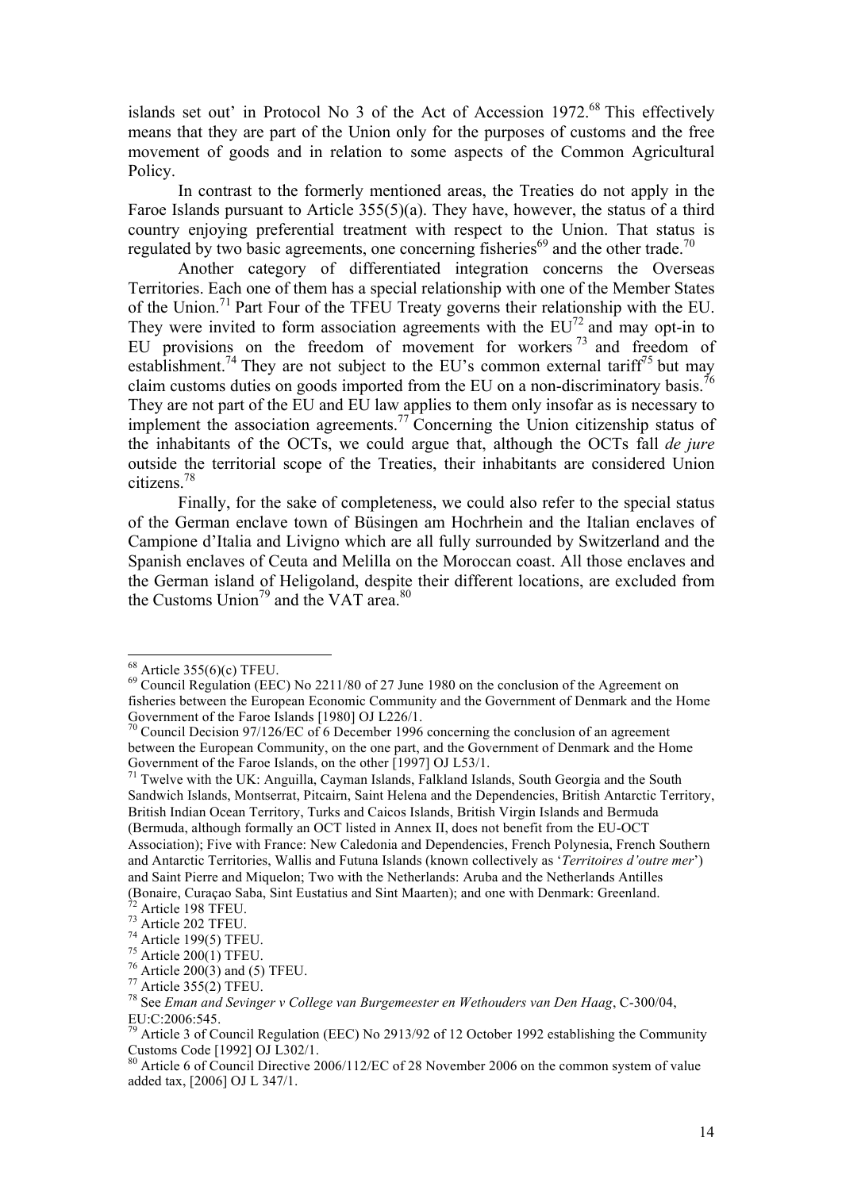islands set out' in Protocol No 3 of the Act of Accession 1972.[68] This effectively means that they are part of the Union only for the purposes of customs and the free movement of goods and in relation to some aspects of the Common Agricultural Policy.

In contrast to the formerly mentioned areas, the Treaties do not apply in the Faroe Islands pursuant to Article 355(5)(a). They have, however, the status of a third country enjoying preferential treatment with respect to the Union. That status is regulated by two basic agreements, one concerning fisheries[69] and the other trade.[70]

Another category of differentiated integration concerns the Overseas Territories. Each one of them has a special relationship with one of the Member States of the Union.[71] Part Four of the TFEU Treaty governs their relationship with the EU. They were invited to form association agreements with the EU[72] and may opt-in to EU provisions on the freedom of movement for workers[73] and freedom of establishment.[74] They are not subject to the EU's common external tariff[75] but may claim customs duties on goods imported from the EU on a non-discriminatory basis.[76] They are not part of the EU and EU law applies to them only insofar as is necessary to implement the association agreements.[77] Concerning the Union citizenship status of the inhabitants of the OCTs, we could argue that, although the OCTs fall *de jure* outside the territorial scope of the Treaties, their inhabitants are considered Union citizens.[78]

Finally, for the sake of completeness, we could also refer to the special status of the German enclave town of Büsingen am Hochrhein and the Italian enclaves of Campione d'Italia and Livigno which are all fully surrounded by Switzerland and the Spanish enclaves of Ceuta and Melilla on the Moroccan coast. All those enclaves and the German island of Heligoland, despite their different locations, are excluded from the Customs Union[79] and the VAT area.[80]

---

[68] Article 355(6)(c) TFEU.

[69] Council Regulation (EEC) No 2211/80 of 27 June 1980 on the conclusion of the Agreement on fisheries between the European Economic Community and the Government of Denmark and the Home Government of the Faroe Islands [1980] OJ L226/1.

[70] Council Decision 97/126/EC of 6 December 1996 concerning the conclusion of an agreement between the European Community, on the one part, and the Government of Denmark and the Home Government of the Faroe Islands, on the other [1997] OJ L53/1.

[71] Twelve with the UK: Anguilla, Cayman Islands, Falkland Islands, South Georgia and the South Sandwich Islands, Montserrat, Pitcairn, Saint Helena and the Dependencies, British Antarctic Territory, British Indian Ocean Territory, Turks and Caicos Islands, British Virgin Islands and Bermuda (Bermuda, although formally an OCT listed in Annex II, does not benefit from the EU-OCT Association); Five with France: New Caledonia and Dependencies, French Polynesia, French Southern and Antarctic Territories, Wallis and Futuna Islands (known collectively as '*Territoires d'outre mer*') and Saint Pierre and Miquelon; Two with the Netherlands: Aruba and the Netherlands Antilles (Bonaire, Curaçao Saba, Sint Eustatius and Sint Maarten); and one with Denmark: Greenland.

[72] Article 198 TFEU.

[73] Article 202 TFEU.

[74] Article 199(5) TFEU.

[75] Article 200(1) TFEU.

[76] Article 200(3) and (5) TFEU.

[77] Article 355(2) TFEU.

[78] See *Eman and Sevinger v College van Burgemeester en Wethouders van Den Haag*, C-300/04, EU:C:2006:545.

[79] Article 3 of Council Regulation (EEC) No 2913/92 of 12 October 1992 establishing the Community Customs Code [1992] OJ L302/1.

[80] Article 6 of Council Directive 2006/112/EC of 28 November 2006 on the common system of value added tax, [2006] OJ L 347/1.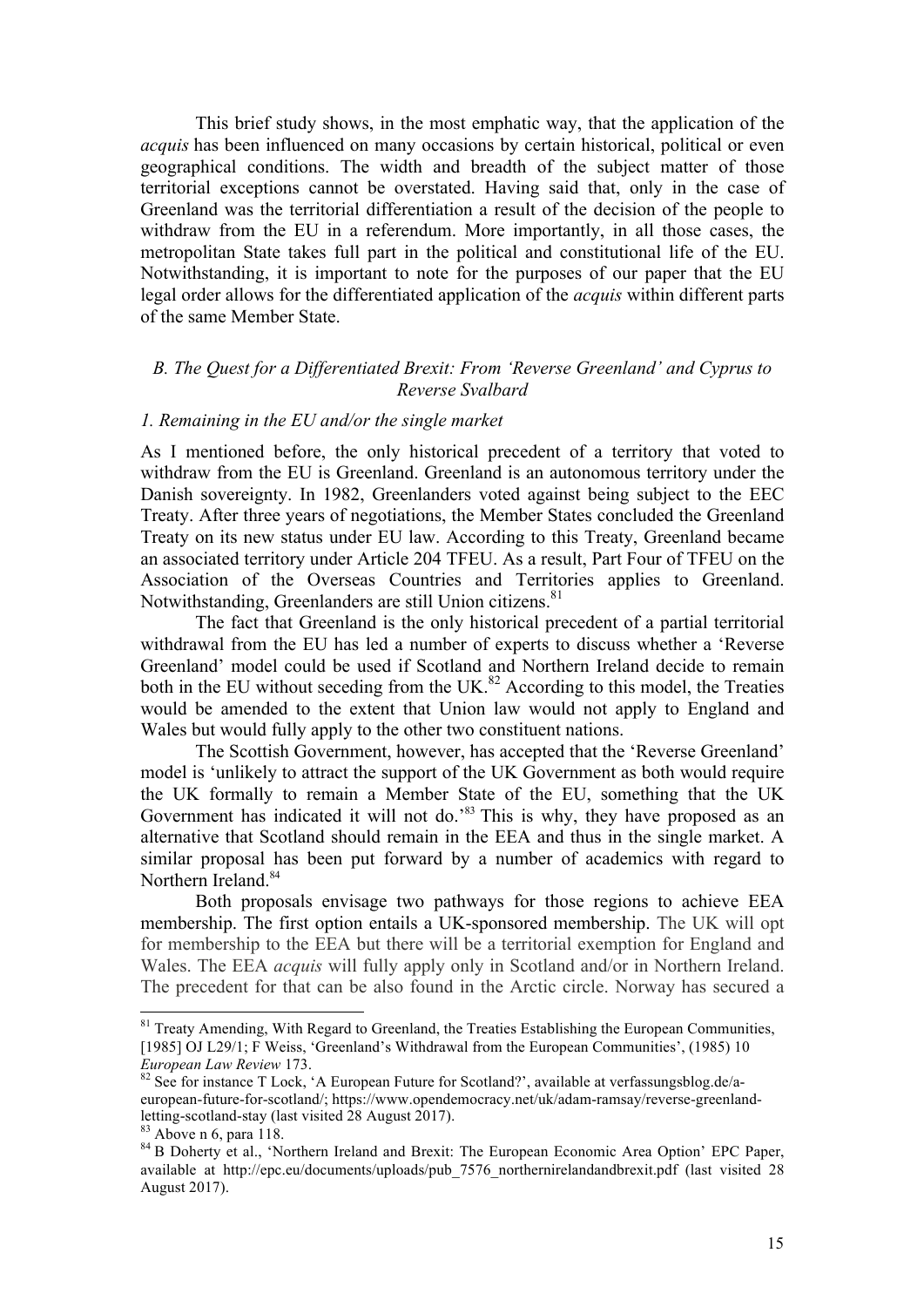This brief study shows, in the most emphatic way, that the application of the *acquis* has been influenced on many occasions by certain historical, political or even geographical conditions. The width and breadth of the subject matter of those territorial exceptions cannot be overstated. Having said that, only in the case of Greenland was the territorial differentiation a result of the decision of the people to withdraw from the EU in a referendum. More importantly, in all those cases, the metropolitan State takes full part in the political and constitutional life of the EU. Notwithstanding, it is important to note for the purposes of our paper that the EU legal order allows for the differentiated application of the *acquis* within different parts of the same Member State.

### *B. The Quest for a Differentiated Brexit: From 'Reverse Greenland' and Cyprus to Reverse Svalbard*

#### *1. Remaining in the EU and/or the single market*

As I mentioned before, the only historical precedent of a territory that voted to withdraw from the EU is Greenland. Greenland is an autonomous territory under the Danish sovereignty. In 1982, Greenlanders voted against being subject to the EEC Treaty. After three years of negotiations, the Member States concluded the Greenland Treaty on its new status under EU law. According to this Treaty, Greenland became an associated territory under Article 204 TFEU. As a result, Part Four of TFEU on the Association of the Overseas Countries and Territories applies to Greenland. Notwithstanding, Greenlanders are still Union citizens.[81]

The fact that Greenland is the only historical precedent of a partial territorial withdrawal from the EU has led a number of experts to discuss whether a 'Reverse Greenland' model could be used if Scotland and Northern Ireland decide to remain both in the EU without seceding from the UK.[82] According to this model, the Treaties would be amended to the extent that Union law would not apply to England and Wales but would fully apply to the other two constituent nations.

The Scottish Government, however, has accepted that the 'Reverse Greenland' model is 'unlikely to attract the support of the UK Government as both would require the UK formally to remain a Member State of the EU, something that the UK Government has indicated it will not do.'[83] This is why, they have proposed as an alternative that Scotland should remain in the EEA and thus in the single market. A similar proposal has been put forward by a number of academics with regard to Northern Ireland.[84]

Both proposals envisage two pathways for those regions to achieve EEA membership. The first option entails a UK-sponsored membership. The UK will opt for membership to the EEA but there will be a territorial exemption for England and Wales. The EEA *acquis* will fully apply only in Scotland and/or in Northern Ireland. The precedent for that can be also found in the Arctic circle. Norway has secured a

---

[81] Treaty Amending, With Regard to Greenland, the Treaties Establishing the European Communities, [1985] OJ L29/1; F Weiss, 'Greenland's Withdrawal from the European Communities', (1985) 10 *European Law Review* 173.

[82] See for instance T Lock, 'A European Future for Scotland?', available at verfassungsblog.de/a-european-future-for-scotland/; https://www.opendemocracy.net/uk/adam-ramsay/reverse-greenland-letting-scotland-stay (last visited 28 August 2017).

[83] Above n 6, para 118.

[84] B Doherty et al., 'Northern Ireland and Brexit: The European Economic Area Option' EPC Paper, available at http://epc.eu/documents/uploads/pub_7576_northernirelandandbrexit.pdf (last visited 28 August 2017).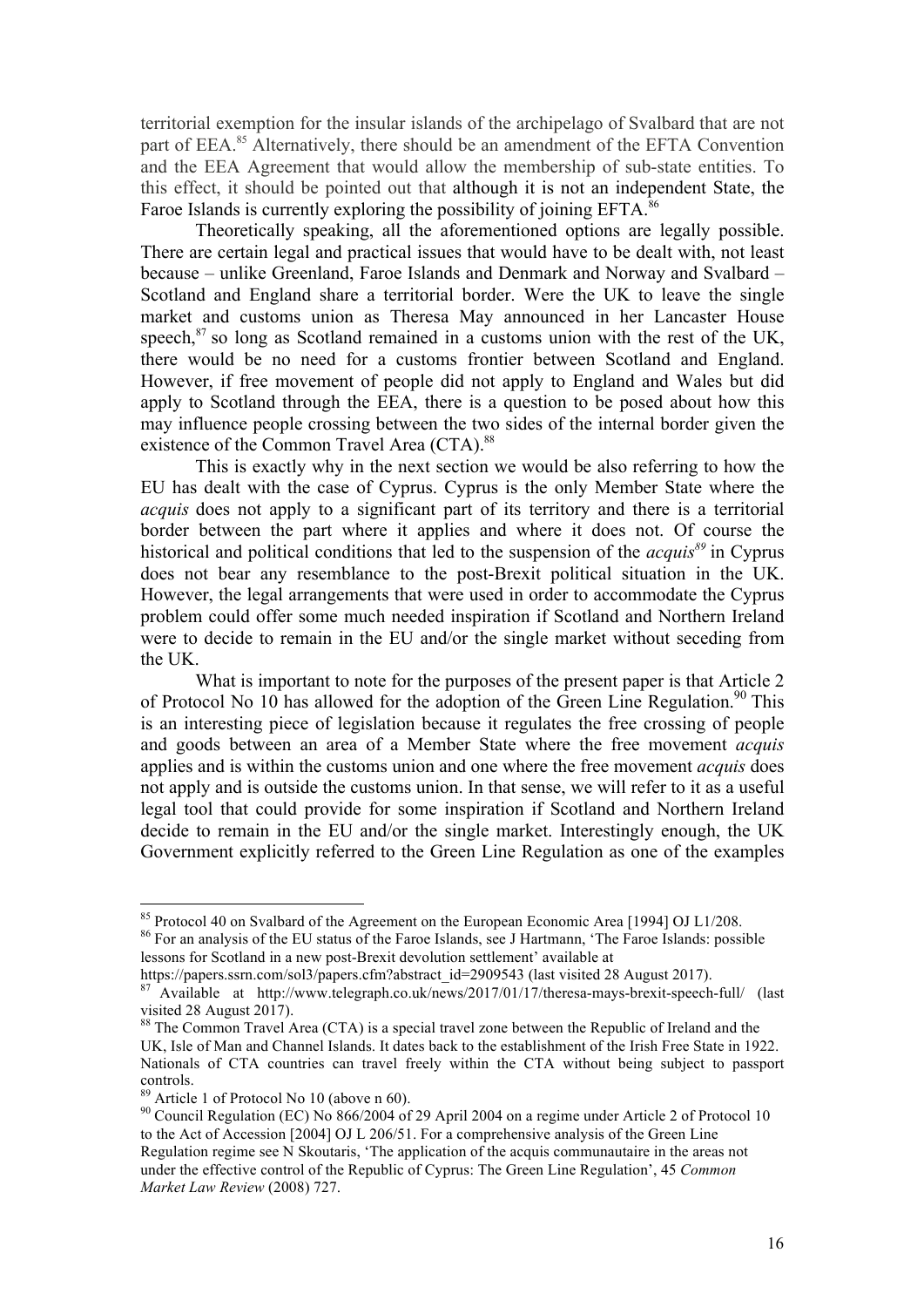territorial exemption for the insular islands of the archipelago of Svalbard that are not part of EEA.[85] Alternatively, there should be an amendment of the EFTA Convention and the EEA Agreement that would allow the membership of sub-state entities. To this effect, it should be pointed out that although it is not an independent State, the Faroe Islands is currently exploring the possibility of joining EFTA.[86]

Theoretically speaking, all the aforementioned options are legally possible. There are certain legal and practical issues that would have to be dealt with, not least because – unlike Greenland, Faroe Islands and Denmark and Norway and Svalbard – Scotland and England share a territorial border. Were the UK to leave the single market and customs union as Theresa May announced in her Lancaster House speech,[87] so long as Scotland remained in a customs union with the rest of the UK, there would be no need for a customs frontier between Scotland and England. However, if free movement of people did not apply to England and Wales but did apply to Scotland through the EEA, there is a question to be posed about how this may influence people crossing between the two sides of the internal border given the existence of the Common Travel Area (CTA).[88]

This is exactly why in the next section we would be also referring to how the EU has dealt with the case of Cyprus. Cyprus is the only Member State where the *acquis* does not apply to a significant part of its territory and there is a territorial border between the part where it applies and where it does not. Of course the historical and political conditions that led to the suspension of the *acquis*[89] in Cyprus does not bear any resemblance to the post-Brexit political situation in the UK. However, the legal arrangements that were used in order to accommodate the Cyprus problem could offer some much needed inspiration if Scotland and Northern Ireland were to decide to remain in the EU and/or the single market without seceding from the UK.

What is important to note for the purposes of the present paper is that Article 2 of Protocol No 10 has allowed for the adoption of the Green Line Regulation.[90] This is an interesting piece of legislation because it regulates the free crossing of people and goods between an area of a Member State where the free movement *acquis* applies and is within the customs union and one where the free movement *acquis* does not apply and is outside the customs union. In that sense, we will refer to it as a useful legal tool that could provide for some inspiration if Scotland and Northern Ireland decide to remain in the EU and/or the single market. Interestingly enough, the UK Government explicitly referred to the Green Line Regulation as one of the examples

---

[85] Protocol 40 on Svalbard of the Agreement on the European Economic Area [1994] OJ L1/208.

[86] For an analysis of the EU status of the Faroe Islands, see J Hartmann, 'The Faroe Islands: possible lessons for Scotland in a new post-Brexit devolution settlement' available at https://papers.ssrn.com/sol3/papers.cfm?abstract_id=2909543 (last visited 28 August 2017).

[87] Available at http://www.telegraph.co.uk/news/2017/01/17/theresa-mays-brexit-speech-full/ (last visited 28 August 2017).

[88] The Common Travel Area (CTA) is a special travel zone between the Republic of Ireland and the UK, Isle of Man and Channel Islands. It dates back to the establishment of the Irish Free State in 1922. Nationals of CTA countries can travel freely within the CTA without being subject to passport controls.

[89] Article 1 of Protocol No 10 (above n 60).

[90] Council Regulation (EC) No 866/2004 of 29 April 2004 on a regime under Article 2 of Protocol 10 to the Act of Accession [2004] OJ L 206/51. For a comprehensive analysis of the Green Line Regulation regime see N Skoutaris, 'The application of the acquis communautaire in the areas not under the effective control of the Republic of Cyprus: The Green Line Regulation', 45 *Common Market Law Review* (2008) 727.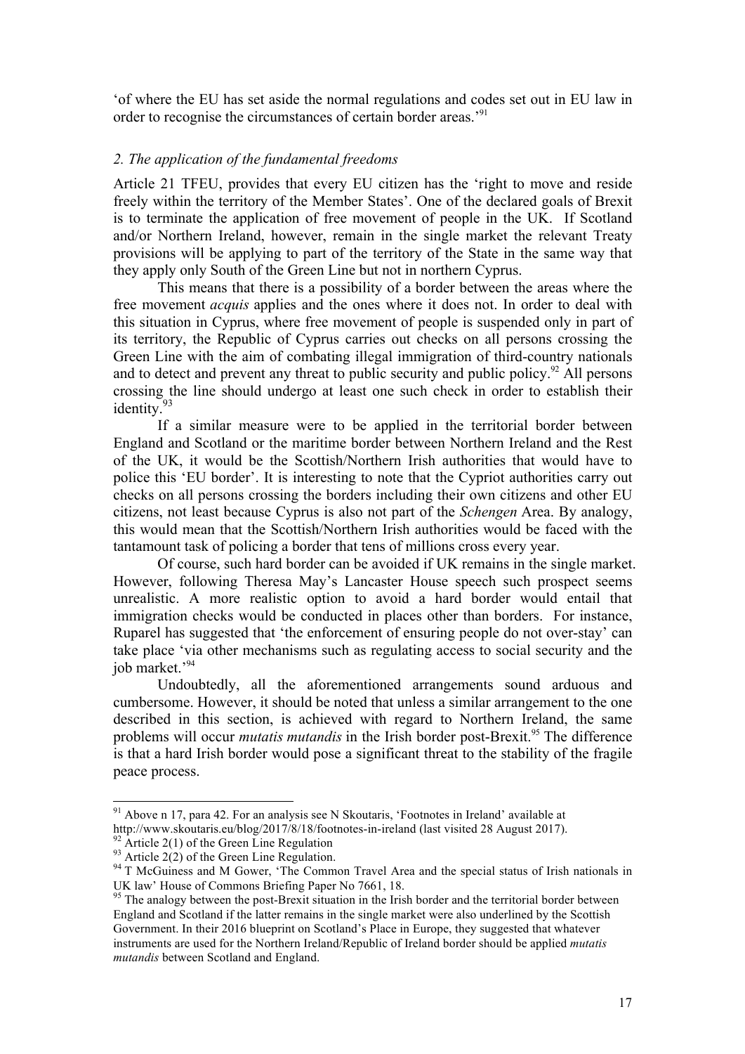'of where the EU has set aside the normal regulations and codes set out in EU law in order to recognise the circumstances of certain border areas.'[91]

*2. The application of the fundamental freedoms*

Article 21 TFEU, provides that every EU citizen has the 'right to move and reside freely within the territory of the Member States'. One of the declared goals of Brexit is to terminate the application of free movement of people in the UK. If Scotland and/or Northern Ireland, however, remain in the single market the relevant Treaty provisions will be applying to part of the territory of the State in the same way that they apply only South of the Green Line but not in northern Cyprus.

This means that there is a possibility of a border between the areas where the free movement *acquis* applies and the ones where it does not. In order to deal with this situation in Cyprus, where free movement of people is suspended only in part of its territory, the Republic of Cyprus carries out checks on all persons crossing the Green Line with the aim of combating illegal immigration of third-country nationals and to detect and prevent any threat to public security and public policy.[92] All persons crossing the line should undergo at least one such check in order to establish their identity.[93]

If a similar measure were to be applied in the territorial border between England and Scotland or the maritime border between Northern Ireland and the Rest of the UK, it would be the Scottish/Northern Irish authorities that would have to police this 'EU border'. It is interesting to note that the Cypriot authorities carry out checks on all persons crossing the borders including their own citizens and other EU citizens, not least because Cyprus is also not part of the *Schengen* Area. By analogy, this would mean that the Scottish/Northern Irish authorities would be faced with the tantamount task of policing a border that tens of millions cross every year.

Of course, such hard border can be avoided if UK remains in the single market. However, following Theresa May's Lancaster House speech such prospect seems unrealistic. A more realistic option to avoid a hard border would entail that immigration checks would be conducted in places other than borders. For instance, Ruparel has suggested that 'the enforcement of ensuring people do not over-stay' can take place 'via other mechanisms such as regulating access to social security and the job market.'[94]

Undoubtedly, all the aforementioned arrangements sound arduous and cumbersome. However, it should be noted that unless a similar arrangement to the one described in this section, is achieved with regard to Northern Ireland, the same problems will occur *mutatis mutandis* in the Irish border post-Brexit.[95] The difference is that a hard Irish border would pose a significant threat to the stability of the fragile peace process.

---

[91] Above n 17, para 42. For an analysis see N Skoutaris, 'Footnotes in Ireland' available at http://www.skoutaris.eu/blog/2017/8/18/footnotes-in-ireland (last visited 28 August 2017).

[92] Article 2(1) of the Green Line Regulation

[93] Article 2(2) of the Green Line Regulation.

[94] T McGuiness and M Gower, 'The Common Travel Area and the special status of Irish nationals in UK law' House of Commons Briefing Paper No 7661, 18.

[95] The analogy between the post-Brexit situation in the Irish border and the territorial border between England and Scotland if the latter remains in the single market were also underlined by the Scottish Government. In their 2016 blueprint on Scotland's Place in Europe, they suggested that whatever instruments are used for the Northern Ireland/Republic of Ireland border should be applied *mutatis mutandis* between Scotland and England.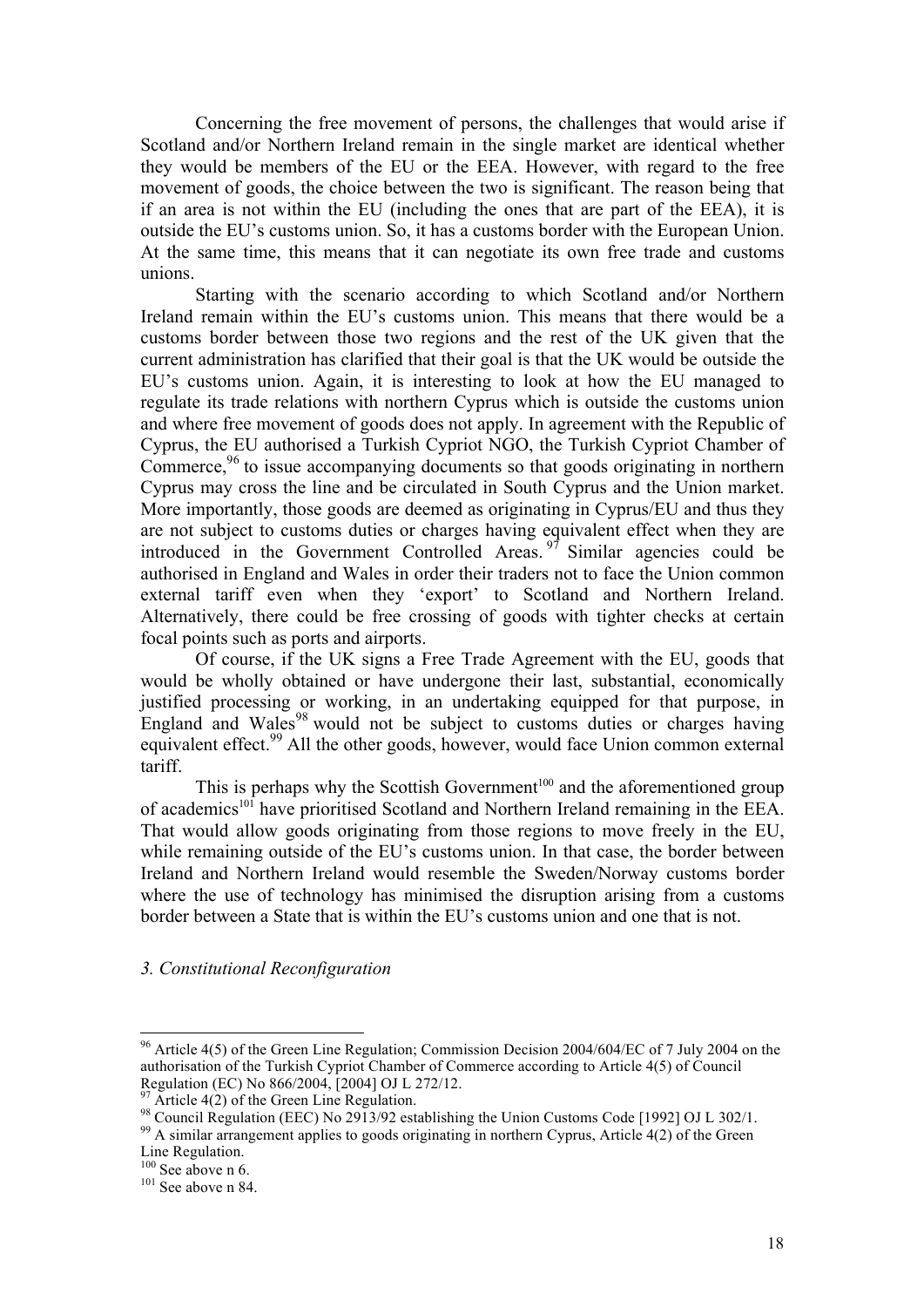Concerning the free movement of persons, the challenges that would arise if Scotland and/or Northern Ireland remain in the single market are identical whether they would be members of the EU or the EEA. However, with regard to the free movement of goods, the choice between the two is significant. The reason being that if an area is not within the EU (including the ones that are part of the EEA), it is outside the EU's customs union. So, it has a customs border with the European Union. At the same time, this means that it can negotiate its own free trade and customs unions.

Starting with the scenario according to which Scotland and/or Northern Ireland remain within the EU's customs union. This means that there would be a customs border between those two regions and the rest of the UK given that the current administration has clarified that their goal is that the UK would be outside the EU's customs union. Again, it is interesting to look at how the EU managed to regulate its trade relations with northern Cyprus which is outside the customs union and where free movement of goods does not apply. In agreement with the Republic of Cyprus, the EU authorised a Turkish Cypriot NGO, the Turkish Cypriot Chamber of Commerce,[96] to issue accompanying documents so that goods originating in northern Cyprus may cross the line and be circulated in South Cyprus and the Union market. More importantly, those goods are deemed as originating in Cyprus/EU and thus they are not subject to customs duties or charges having equivalent effect when they are introduced in the Government Controlled Areas.[97] Similar agencies could be authorised in England and Wales in order their traders not to face the Union common external tariff even when they 'export' to Scotland and Northern Ireland. Alternatively, there could be free crossing of goods with tighter checks at certain focal points such as ports and airports.

Of course, if the UK signs a Free Trade Agreement with the EU, goods that would be wholly obtained or have undergone their last, substantial, economically justified processing or working, in an undertaking equipped for that purpose, in England and Wales[98] would not be subject to customs duties or charges having equivalent effect.[99] All the other goods, however, would face Union common external tariff.

This is perhaps why the Scottish Government[100] and the aforementioned group of academics[101] have prioritised Scotland and Northern Ireland remaining in the EEA. That would allow goods originating from those regions to move freely in the EU, while remaining outside of the EU's customs union. In that case, the border between Ireland and Northern Ireland would resemble the Sweden/Norway customs border where the use of technology has minimised the disruption arising from a customs border between a State that is within the EU's customs union and one that is not.

### *3. Constitutional Reconfiguration*

---

[96] Article 4(5) of the Green Line Regulation; Commission Decision 2004/604/EC of 7 July 2004 on the authorisation of the Turkish Cypriot Chamber of Commerce according to Article 4(5) of Council Regulation (EC) No 866/2004, [2004] OJ L 272/12.

[97] Article 4(2) of the Green Line Regulation.

[98] Council Regulation (EEC) No 2913/92 establishing the Union Customs Code [1992] OJ L 302/1.

[99] A similar arrangement applies to goods originating in northern Cyprus, Article 4(2) of the Green Line Regulation.

[100] See above n 6.

[101] See above n 84.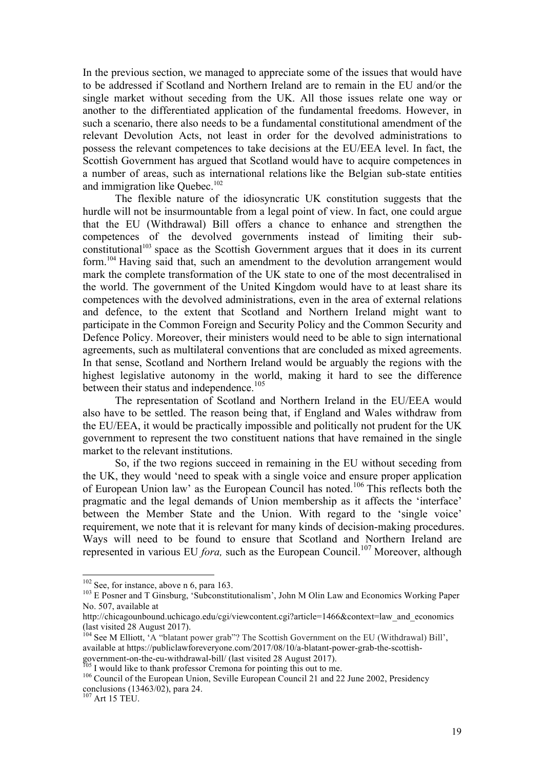In the previous section, we managed to appreciate some of the issues that would have to be addressed if Scotland and Northern Ireland are to remain in the EU and/or the single market without seceding from the UK. All those issues relate one way or another to the differentiated application of the fundamental freedoms. However, in such a scenario, there also needs to be a fundamental constitutional amendment of the relevant Devolution Acts, not least in order for the devolved administrations to possess the relevant competences to take decisions at the EU/EEA level. In fact, the Scottish Government has argued that Scotland would have to acquire competences in a number of areas, such as international relations like the Belgian sub-state entities and immigration like Quebec.[102]

The flexible nature of the idiosyncratic UK constitution suggests that the hurdle will not be insurmountable from a legal point of view. In fact, one could argue that the EU (Withdrawal) Bill offers a chance to enhance and strengthen the competences of the devolved governments instead of limiting their sub-constitutional[103] space as the Scottish Government argues that it does in its current form.[104] Having said that, such an amendment to the devolution arrangement would mark the complete transformation of the UK state to one of the most decentralised in the world. The government of the United Kingdom would have to at least share its competences with the devolved administrations, even in the area of external relations and defence, to the extent that Scotland and Northern Ireland might want to participate in the Common Foreign and Security Policy and the Common Security and Defence Policy. Moreover, their ministers would need to be able to sign international agreements, such as multilateral conventions that are concluded as mixed agreements. In that sense, Scotland and Northern Ireland would be arguably the regions with the highest legislative autonomy in the world, making it hard to see the difference between their status and independence.[105]

The representation of Scotland and Northern Ireland in the EU/EEA would also have to be settled. The reason being that, if England and Wales withdraw from the EU/EEA, it would be practically impossible and politically not prudent for the UK government to represent the two constituent nations that have remained in the single market to the relevant institutions.

So, if the two regions succeed in remaining in the EU without seceding from the UK, they would 'need to speak with a single voice and ensure proper application of European Union law' as the European Council has noted.[106] This reflects both the pragmatic and the legal demands of Union membership as it affects the 'interface' between the Member State and the Union. With regard to the 'single voice' requirement, we note that it is relevant for many kinds of decision-making procedures. Ways will need to be found to ensure that Scotland and Northern Ireland are represented in various EU *fora,* such as the European Council.[107] Moreover, although

---

[102] See, for instance, above n 6, para 163.

[103] E Posner and T Ginsburg, 'Subconstitutionalism', John M Olin Law and Economics Working Paper No. 507, available at http://chicagounbound.uchicago.edu/cgi/viewcontent.cgi?article=1466&context=law_and_economics (last visited 28 August 2017).

[104] See M Elliott, 'A "blatant power grab"? The Scottish Government on the EU (Withdrawal) Bill', available at https://publiclawforeveryone.com/2017/08/10/a-blatant-power-grab-the-scottish-government-on-the-eu-withdrawal-bill/ (last visited 28 August 2017).

[105] I would like to thank professor Cremona for pointing this out to me.

[106] Council of the European Union, Seville European Council 21 and 22 June 2002, Presidency conclusions (13463/02), para 24.

[107] Art 15 TEU.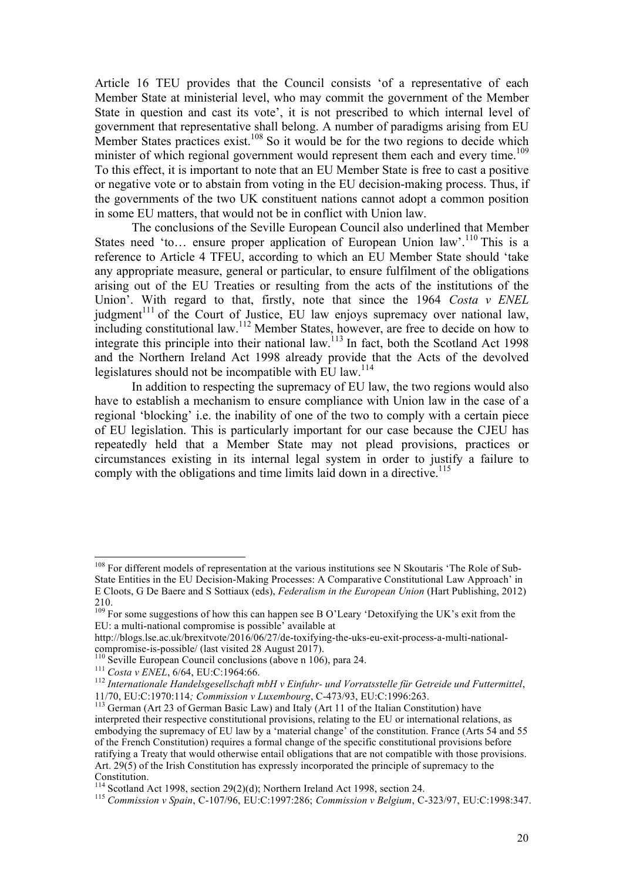Article 16 TEU provides that the Council consists 'of a representative of each Member State at ministerial level, who may commit the government of the Member State in question and cast its vote', it is not prescribed to which internal level of government that representative shall belong. A number of paradigms arising from EU Member States practices exist.[108] So it would be for the two regions to decide which minister of which regional government would represent them each and every time.[109] To this effect, it is important to note that an EU Member State is free to cast a positive or negative vote or to abstain from voting in the EU decision-making process. Thus, if the governments of the two UK constituent nations cannot adopt a common position in some EU matters, that would not be in conflict with Union law.

The conclusions of the Seville European Council also underlined that Member States need 'to… ensure proper application of European Union law'.[110] This is a reference to Article 4 TFEU, according to which an EU Member State should 'take any appropriate measure, general or particular, to ensure fulfilment of the obligations arising out of the EU Treaties or resulting from the acts of the institutions of the Union'. With regard to that, firstly, note that since the 1964 *Costa v ENEL* judgment[111] of the Court of Justice, EU law enjoys supremacy over national law, including constitutional law.[112] Member States, however, are free to decide on how to integrate this principle into their national law.[113] In fact, both the Scotland Act 1998 and the Northern Ireland Act 1998 already provide that the Acts of the devolved legislatures should not be incompatible with EU law.[114]

In addition to respecting the supremacy of EU law, the two regions would also have to establish a mechanism to ensure compliance with Union law in the case of a regional 'blocking' i.e. the inability of one of the two to comply with a certain piece of EU legislation. This is particularly important for our case because the CJEU has repeatedly held that a Member State may not plead provisions, practices or circumstances existing in its internal legal system in order to justify a failure to comply with the obligations and time limits laid down in a directive.[115]

---

[108] For different models of representation at the various institutions see N Skoutaris 'The Role of Sub-State Entities in the EU Decision-Making Processes: A Comparative Constitutional Law Approach' in E Cloots, G De Baere and S Sottiaux (eds), *Federalism in the European Union* (Hart Publishing, 2012) 210.

[109] For some suggestions of how this can happen see B O'Leary 'Detoxifying the UK's exit from the EU: a multi-national compromise is possible' available at http://blogs.lse.ac.uk/brexitvote/2016/06/27/de-toxifying-the-uks-eu-exit-process-a-multi-national-compromise-is-possible/ (last visited 28 August 2017).

[110] Seville European Council conclusions (above n 106), para 24.

[111] *Costa v ENEL*, 6/64, EU:C:1964:66.

[112] *Internationale Handelsgesellschaft mbH v Einfuhr- und Vorratsstelle für Getreide und Futtermittel*, 11/70, EU:C:1970:114*; Commission v Luxembourg*, C-473/93, EU:C:1996:263.

[113] German (Art 23 of German Basic Law) and Italy (Art 11 of the Italian Constitution) have interpreted their respective constitutional provisions, relating to the EU or international relations, as embodying the supremacy of EU law by a 'material change' of the constitution. France (Arts 54 and 55 of the French Constitution) requires a formal change of the specific constitutional provisions before ratifying a Treaty that would otherwise entail obligations that are not compatible with those provisions. Art. 29(5) of the Irish Constitution has expressly incorporated the principle of supremacy to the Constitution.

[114] Scotland Act 1998, section 29(2)(d); Northern Ireland Act 1998, section 24.

[115] *Commission v Spain*, C-107/96, EU:C:1997:286; *Commission v Belgium*, C-323/97, EU:C:1998:347.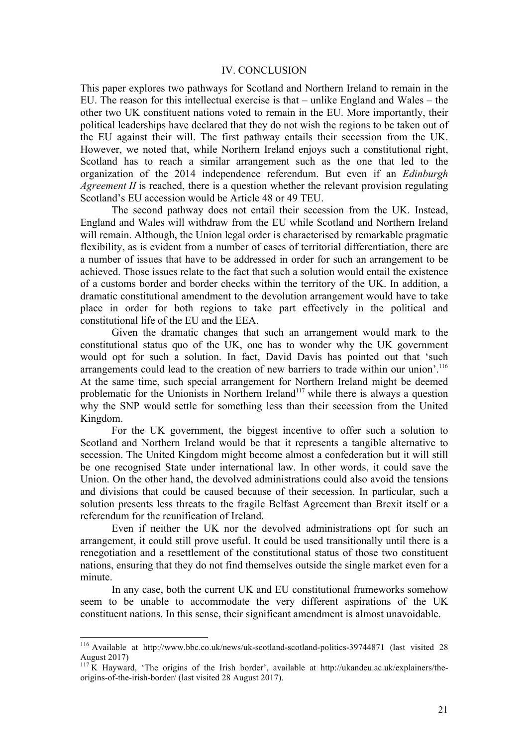## IV. CONCLUSION

This paper explores two pathways for Scotland and Northern Ireland to remain in the EU. The reason for this intellectual exercise is that – unlike England and Wales – the other two UK constituent nations voted to remain in the EU. More importantly, their political leaderships have declared that they do not wish the regions to be taken out of the EU against their will. The first pathway entails their secession from the UK. However, we noted that, while Northern Ireland enjoys such a constitutional right, Scotland has to reach a similar arrangement such as the one that led to the organization of the 2014 independence referendum. But even if an *Edinburgh Agreement II* is reached, there is a question whether the relevant provision regulating Scotland's EU accession would be Article 48 or 49 TEU.

The second pathway does not entail their secession from the UK. Instead, England and Wales will withdraw from the EU while Scotland and Northern Ireland will remain. Although, the Union legal order is characterised by remarkable pragmatic flexibility, as is evident from a number of cases of territorial differentiation, there are a number of issues that have to be addressed in order for such an arrangement to be achieved. Those issues relate to the fact that such a solution would entail the existence of a customs border and border checks within the territory of the UK. In addition, a dramatic constitutional amendment to the devolution arrangement would have to take place in order for both regions to take part effectively in the political and constitutional life of the EU and the EEA.

Given the dramatic changes that such an arrangement would mark to the constitutional status quo of the UK, one has to wonder why the UK government would opt for such a solution. In fact, David Davis has pointed out that 'such arrangements could lead to the creation of new barriers to trade within our union'.[116] At the same time, such special arrangement for Northern Ireland might be deemed problematic for the Unionists in Northern Ireland[117] while there is always a question why the SNP would settle for something less than their secession from the United Kingdom.

For the UK government, the biggest incentive to offer such a solution to Scotland and Northern Ireland would be that it represents a tangible alternative to secession. The United Kingdom might become almost a confederation but it will still be one recognised State under international law. In other words, it could save the Union. On the other hand, the devolved administrations could also avoid the tensions and divisions that could be caused because of their secession. In particular, such a solution presents less threats to the fragile Belfast Agreement than Brexit itself or a referendum for the reunification of Ireland.

Even if neither the UK nor the devolved administrations opt for such an arrangement, it could still prove useful. It could be used transitionally until there is a renegotiation and a resettlement of the constitutional status of those two constituent nations, ensuring that they do not find themselves outside the single market even for a minute.

In any case, both the current UK and EU constitutional frameworks somehow seem to be unable to accommodate the very different aspirations of the UK constituent nations. In this sense, their significant amendment is almost unavoidable.

---

[116] Available at http://www.bbc.co.uk/news/uk-scotland-scotland-politics-39744871 (last visited 28 August 2017)

[117] K Hayward, 'The origins of the Irish border', available at http://ukandeu.ac.uk/explainers/the-origins-of-the-irish-border/ (last visited 28 August 2017).